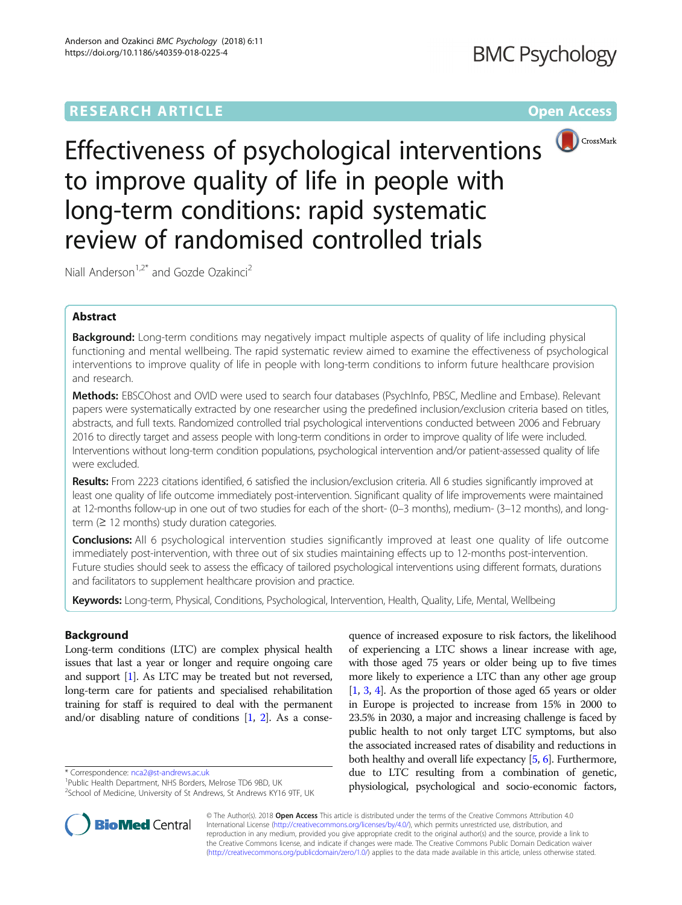RESEARCH ARTICLE

Open Access

# Effectiveness of psychological interventions to improve quality of life in people with long-term conditions: rapid systematic review of randomised controlled trials

Niall Anderson[1,2*] and Gozde Ozakinci[2]

## Abstract

**Background:** Long-term conditions may negatively impact multiple aspects of quality of life including physical functioning and mental wellbeing. The rapid systematic review aimed to examine the effectiveness of psychological interventions to improve quality of life in people with long-term conditions to inform future healthcare provision and research.

**Methods:** EBSCOhost and OVID were used to search four databases (PsychInfo, PBSC, Medline and Embase). Relevant papers were systematically extracted by one researcher using the predefined inclusion/exclusion criteria based on titles, abstracts, and full texts. Randomized controlled trial psychological interventions conducted between 2006 and February 2016 to directly target and assess people with long-term conditions in order to improve quality of life were included. Interventions without long-term condition populations, psychological intervention and/or patient-assessed quality of life were excluded.

**Results:** From 2223 citations identified, 6 satisfied the inclusion/exclusion criteria. All 6 studies significantly improved at least one quality of life outcome immediately post-intervention. Significant quality of life improvements were maintained at 12-months follow-up in one out of two studies for each of the short- (0–3 months), medium- (3–12 months), and long-term (≥ 12 months) study duration categories.

**Conclusions:** All 6 psychological intervention studies significantly improved at least one quality of life outcome immediately post-intervention, with three out of six studies maintaining effects up to 12-months post-intervention. Future studies should seek to assess the efficacy of tailored psychological interventions using different formats, durations and facilitators to supplement healthcare provision and practice.

**Keywords:** Long-term, Physical, Conditions, Psychological, Intervention, Health, Quality, Life, Mental, Wellbeing

## Background

Long-term conditions (LTC) are complex physical health issues that last a year or longer and require ongoing care and support [1]. As LTC may be treated but not reversed, long-term care for patients and specialised rehabilitation training for staff is required to deal with the permanent and/or disabling nature of conditions [1, 2]. As a consequence of increased exposure to risk factors, the likelihood of experiencing a LTC shows a linear increase with age, with those aged 75 years or older being up to five times more likely to experience a LTC than any other age group [1, 3, 4]. As the proportion of those aged 65 years or older in Europe is projected to increase from 15% in 2000 to 23.5% in 2030, a major and increasing challenge is faced by public health to not only target LTC symptoms, but also the associated increased rates of disability and reductions in both healthy and overall life expectancy [5, 6]. Furthermore, due to LTC resulting from a combination of genetic, physiological, psychological and socio-economic factors,

\* Correspondence: nca2@st-andrews.ac.uk
[1]Public Health Department, NHS Borders, Melrose TD6 9BD, UK
[2]School of Medicine, University of St Andrews, St Andrews KY16 9TF, UK

© The Author(s). 2018 **Open Access** This article is distributed under the terms of the Creative Commons Attribution 4.0 International License (http://creativecommons.org/licenses/by/4.0/), which permits unrestricted use, distribution, and reproduction in any medium, provided you give appropriate credit to the original author(s) and the source, provide a link to the Creative Commons license, and indicate if changes were made. The Creative Commons Public Domain Dedication waiver (http://creativecommons.org/publicdomain/zero/1.0/) applies to the data made available in this article, unless otherwise stated.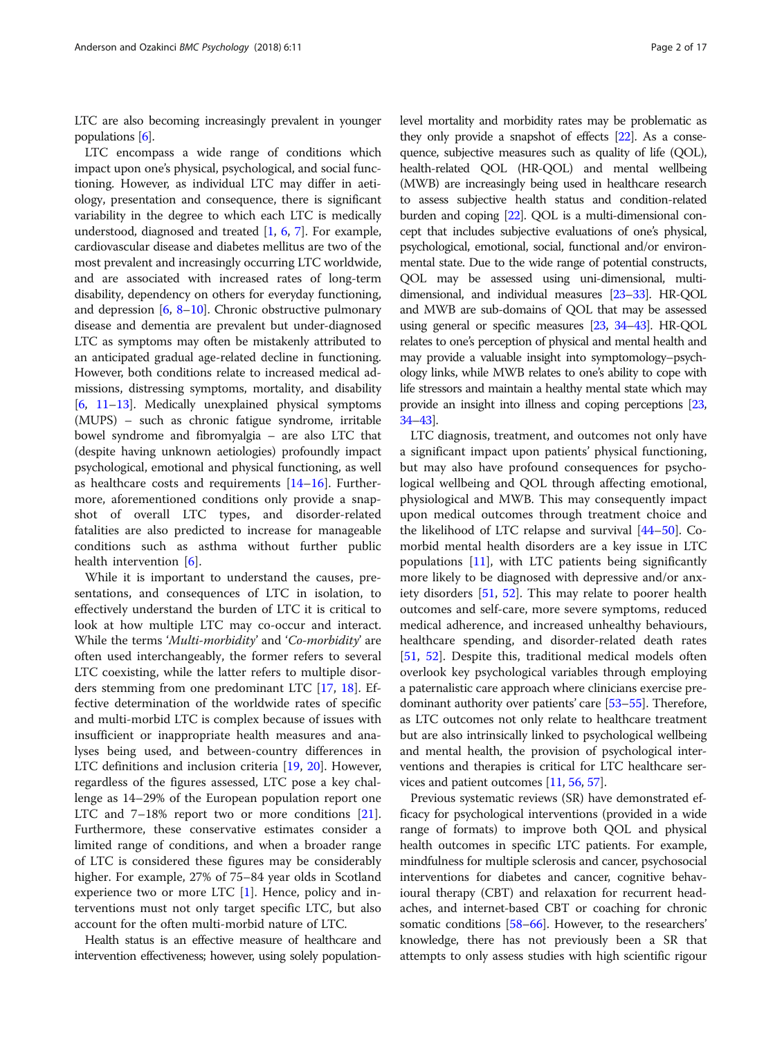LTC are also becoming increasingly prevalent in younger populations [6].

LTC encompass a wide range of conditions which impact upon one's physical, psychological, and social functioning. However, as individual LTC may differ in aetiology, presentation and consequence, there is significant variability in the degree to which each LTC is medically understood, diagnosed and treated [1, 6, 7]. For example, cardiovascular disease and diabetes mellitus are two of the most prevalent and increasingly occurring LTC worldwide, and are associated with increased rates of long-term disability, dependency on others for everyday functioning, and depression [6, 8–10]. Chronic obstructive pulmonary disease and dementia are prevalent but under-diagnosed LTC as symptoms may often be mistakenly attributed to an anticipated gradual age-related decline in functioning. However, both conditions relate to increased medical admissions, distressing symptoms, mortality, and disability [6, 11–13]. Medically unexplained physical symptoms (MUPS) – such as chronic fatigue syndrome, irritable bowel syndrome and fibromyalgia – are also LTC that (despite having unknown aetiologies) profoundly impact psychological, emotional and physical functioning, as well as healthcare costs and requirements [14–16]. Furthermore, aforementioned conditions only provide a snapshot of overall LTC types, and disorder-related fatalities are also predicted to increase for manageable conditions such as asthma without further public health intervention [6].

While it is important to understand the causes, presentations, and consequences of LTC in isolation, to effectively understand the burden of LTC it is critical to look at how multiple LTC may co-occur and interact. While the terms '*Multi-morbidity*' and '*Co-morbidity*' are often used interchangeably, the former refers to several LTC coexisting, while the latter refers to multiple disorders stemming from one predominant LTC [17, 18]. Effective determination of the worldwide rates of specific and multi-morbid LTC is complex because of issues with insufficient or inappropriate health measures and analyses being used, and between-country differences in LTC definitions and inclusion criteria [19, 20]. However, regardless of the figures assessed, LTC pose a key challenge as 14–29% of the European population report one LTC and 7–18% report two or more conditions [21]. Furthermore, these conservative estimates consider a limited range of conditions, and when a broader range of LTC is considered these figures may be considerably higher. For example, 27% of 75–84 year olds in Scotland experience two or more LTC [1]. Hence, policy and interventions must not only target specific LTC, but also account for the often multi-morbid nature of LTC.

Health status is an effective measure of healthcare and intervention effectiveness; however, using solely population-level mortality and morbidity rates may be problematic as they only provide a snapshot of effects [22]. As a consequence, subjective measures such as quality of life (QOL), health-related QOL (HR-QOL) and mental wellbeing (MWB) are increasingly being used in healthcare research to assess subjective health status and condition-related burden and coping [22]. QOL is a multi-dimensional concept that includes subjective evaluations of one's physical, psychological, emotional, social, functional and/or environmental state. Due to the wide range of potential constructs, QOL may be assessed using uni-dimensional, multi-dimensional, and individual measures [23–33]. HR-QOL and MWB are sub-domains of QOL that may be assessed using general or specific measures [23, 34–43]. HR-QOL relates to one's perception of physical and mental health and may provide a valuable insight into symptomology–psychology links, while MWB relates to one's ability to cope with life stressors and maintain a healthy mental state which may provide an insight into illness and coping perceptions [23, 34–43].

LTC diagnosis, treatment, and outcomes not only have a significant impact upon patients' physical functioning, but may also have profound consequences for psychological wellbeing and QOL through affecting emotional, physiological and MWB. This may consequently impact upon medical outcomes through treatment choice and the likelihood of LTC relapse and survival [44–50]. Co-morbid mental health disorders are a key issue in LTC populations [11], with LTC patients being significantly more likely to be diagnosed with depressive and/or anxiety disorders [51, 52]. This may relate to poorer health outcomes and self-care, more severe symptoms, reduced medical adherence, and increased unhealthy behaviours, healthcare spending, and disorder-related death rates [51, 52]. Despite this, traditional medical models often overlook key psychological variables through employing a paternalistic care approach where clinicians exercise predominant authority over patients' care [53–55]. Therefore, as LTC outcomes not only relate to healthcare treatment but are also intrinsically linked to psychological wellbeing and mental health, the provision of psychological interventions and therapies is critical for LTC healthcare services and patient outcomes [11, 56, 57].

Previous systematic reviews (SR) have demonstrated efficacy for psychological interventions (provided in a wide range of formats) to improve both QOL and physical health outcomes in specific LTC patients. For example, mindfulness for multiple sclerosis and cancer, psychosocial interventions for diabetes and cancer, cognitive behavioural therapy (CBT) and relaxation for recurrent headaches, and internet-based CBT or coaching for chronic somatic conditions [58–66]. However, to the researchers' knowledge, there has not previously been a SR that attempts to only assess studies with high scientific rigour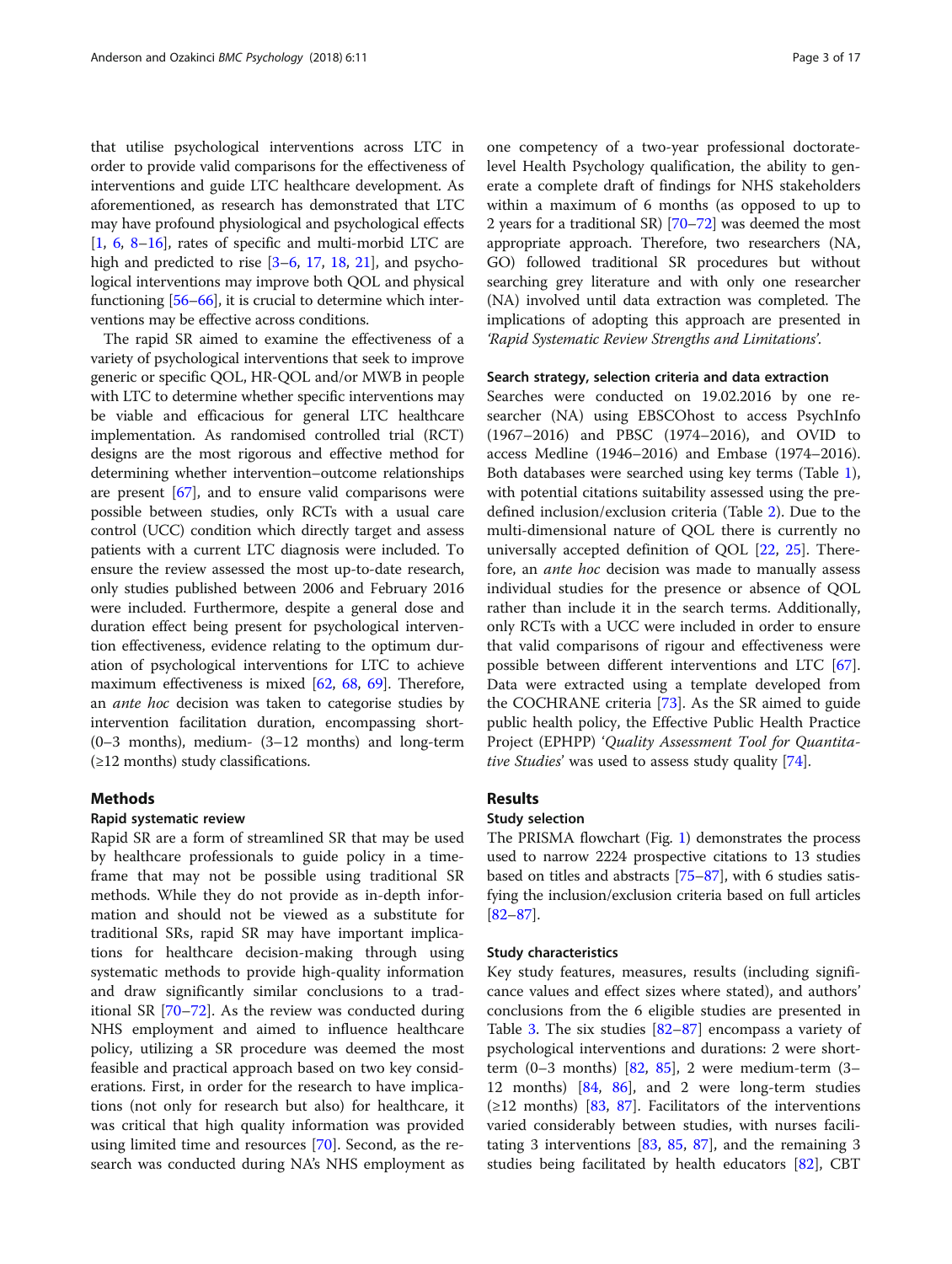that utilise psychological interventions across LTC in order to provide valid comparisons for the effectiveness of interventions and guide LTC healthcare development. As aforementioned, as research has demonstrated that LTC may have profound physiological and psychological effects [1, 6, 8–16], rates of specific and multi-morbid LTC are high and predicted to rise [3–6, 17, 18, 21], and psychological interventions may improve both QOL and physical functioning [56–66], it is crucial to determine which interventions may be effective across conditions.

The rapid SR aimed to examine the effectiveness of a variety of psychological interventions that seek to improve generic or specific QOL, HR-QOL and/or MWB in people with LTC to determine whether specific interventions may be viable and efficacious for general LTC healthcare implementation. As randomised controlled trial (RCT) designs are the most rigorous and effective method for determining whether intervention–outcome relationships are present [67], and to ensure valid comparisons were possible between studies, only RCTs with a usual care control (UCC) condition which directly target and assess patients with a current LTC diagnosis were included. To ensure the review assessed the most up-to-date research, only studies published between 2006 and February 2016 were included. Furthermore, despite a general dose and duration effect being present for psychological intervention effectiveness, evidence relating to the optimum duration of psychological interventions for LTC to achieve maximum effectiveness is mixed [62, 68, 69]. Therefore, an *ante hoc* decision was taken to categorise studies by intervention facilitation duration, encompassing short- (0–3 months), medium- (3–12 months) and long-term (≥12 months) study classifications.

## Methods

### Rapid systematic review

Rapid SR are a form of streamlined SR that may be used by healthcare professionals to guide policy in a timeframe that may not be possible using traditional SR methods. While they do not provide as in-depth information and should not be viewed as a substitute for traditional SRs, rapid SR may have important implications for healthcare decision-making through using systematic methods to provide high-quality information and draw significantly similar conclusions to a traditional SR [70–72]. As the review was conducted during NHS employment and aimed to influence healthcare policy, utilizing a SR procedure was deemed the most feasible and practical approach based on two key considerations. First, in order for the research to have implications (not only for research but also) for healthcare, it was critical that high quality information was provided using limited time and resources [70]. Second, as the research was conducted during NA's NHS employment as one competency of a two-year professional doctorate-level Health Psychology qualification, the ability to generate a complete draft of findings for NHS stakeholders within a maximum of 6 months (as opposed to up to 2 years for a traditional SR) [70–72] was deemed the most appropriate approach. Therefore, two researchers (NA, GO) followed traditional SR procedures but without searching grey literature and with only one researcher (NA) involved until data extraction was completed. The implications of adopting this approach are presented in *'Rapid Systematic Review Strengths and Limitations'*.

### Search strategy, selection criteria and data extraction

Searches were conducted on 19.02.2016 by one researcher (NA) using EBSCOhost to access PsychInfo (1967–2016) and PBSC (1974–2016), and OVID to access Medline (1946–2016) and Embase (1974–2016). Both databases were searched using key terms (Table 1), with potential citations suitability assessed using the pre-defined inclusion/exclusion criteria (Table 2). Due to the multi-dimensional nature of QOL there is currently no universally accepted definition of QOL [22, 25]. Therefore, an *ante hoc* decision was made to manually assess individual studies for the presence or absence of QOL rather than include it in the search terms. Additionally, only RCTs with a UCC were included in order to ensure that valid comparisons of rigour and effectiveness were possible between different interventions and LTC [67]. Data were extracted using a template developed from the COCHRANE criteria [73]. As the SR aimed to guide public health policy, the Effective Public Health Practice Project (EPHPP) '*Quality Assessment Tool for Quantitative Studies*' was used to assess study quality [74].

## Results

### Study selection

The PRISMA flowchart (Fig. 1) demonstrates the process used to narrow 2224 prospective citations to 13 studies based on titles and abstracts [75–87], with 6 studies satisfying the inclusion/exclusion criteria based on full articles [82–87].

### Study characteristics

Key study features, measures, results (including significance values and effect sizes where stated), and authors' conclusions from the 6 eligible studies are presented in Table 3. The six studies [82–87] encompass a variety of psychological interventions and durations: 2 were short-term (0–3 months) [82, 85], 2 were medium-term (3–12 months) [84, 86], and 2 were long-term studies (≥12 months) [83, 87]. Facilitators of the interventions varied considerably between studies, with nurses facilitating 3 interventions [83, 85, 87], and the remaining 3 studies being facilitated by health educators [82], CBT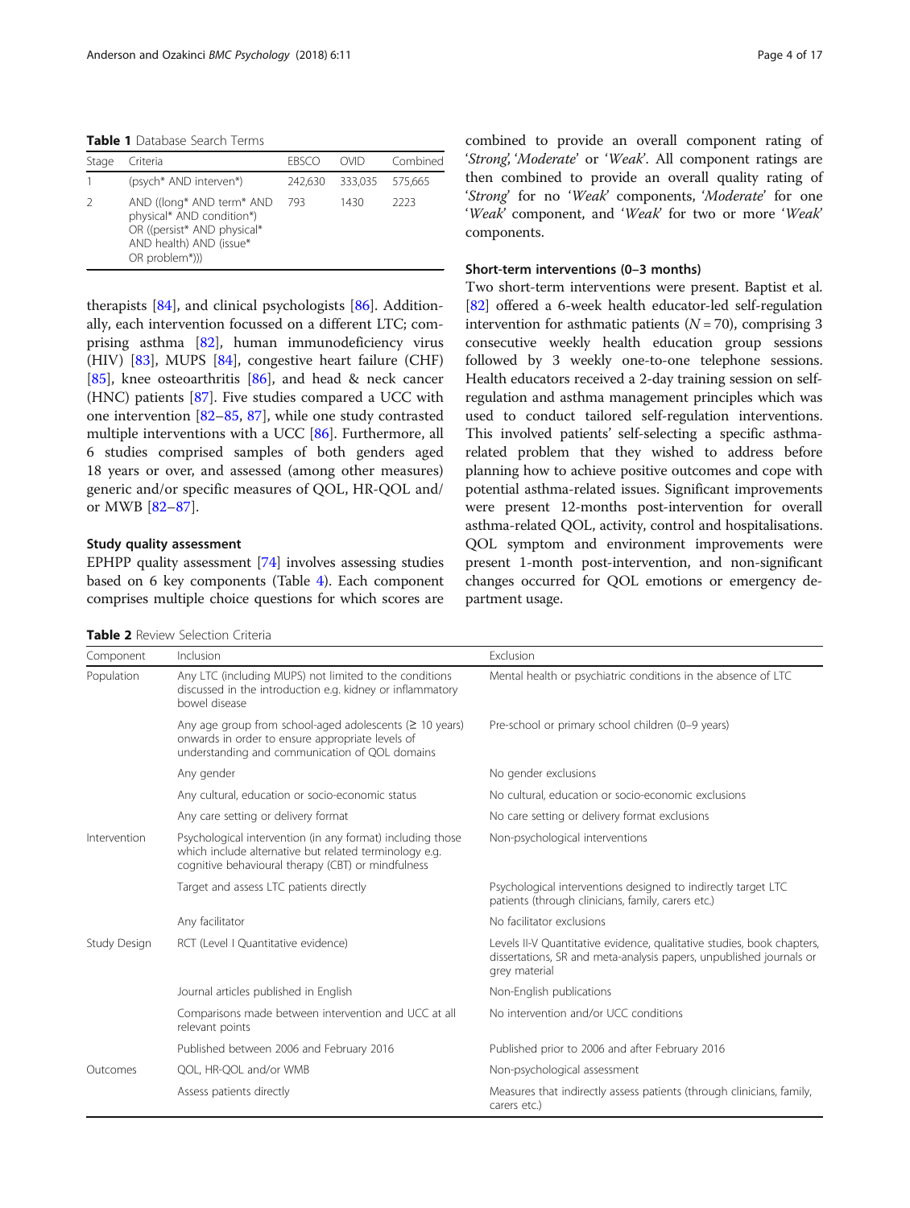**Table 1** Database Search Terms

| Stage | Criteria | EBSCO | OVID | Combined |
|---|---|---|---|---|
| 1 | (psych* AND interven*) | 242,630 | 333,035 | 575,665 |
| 2 | AND ((long* AND term* AND physical* AND condition*) OR ((persist* AND physical* AND health) AND (issue* OR problem*))) | 793 | 1430 | 2223 |

therapists [84], and clinical psychologists [86]. Additionally, each intervention focussed on a different LTC; comprising asthma [82], human immunodeficiency virus (HIV) [83], MUPS [84], congestive heart failure (CHF) [85], knee osteoarthritis [86], and head & neck cancer (HNC) patients [87]. Five studies compared a UCC with one intervention [82–85, 87], while one study contrasted multiple interventions with a UCC [86]. Furthermore, all 6 studies comprised samples of both genders aged 18 years or over, and assessed (among other measures) generic and/or specific measures of QOL, HR-QOL and/or MWB [82–87].

### Study quality assessment

EPHPP quality assessment [74] involves assessing studies based on 6 key components (Table 4). Each component comprises multiple choice questions for which scores are combined to provide an overall component rating of '*Strong*', '*Moderate*' or '*Weak*'. All component ratings are then combined to provide an overall quality rating of '*Strong*' for no '*Weak*' components, '*Moderate*' for one '*Weak*' component, and '*Weak*' for two or more '*Weak*' components.

### Short-term interventions (0–3 months)

Two short-term interventions were present. Baptist et al. [82] offered a 6-week health educator-led self-regulation intervention for asthmatic patients ($N = 70$), comprising 3 consecutive weekly health education group sessions followed by 3 weekly one-to-one telephone sessions. Health educators received a 2-day training session on self-regulation and asthma management principles which was used to conduct tailored self-regulation interventions. This involved patients' self-selecting a specific asthma-related problem that they wished to address before planning how to achieve positive outcomes and cope with potential asthma-related issues. Significant improvements were present 12-months post-intervention for overall asthma-related QOL, activity, control and hospitalisations. QOL symptom and environment improvements were present 1-month post-intervention, and non-significant changes occurred for QOL emotions or emergency department usage.

**Table 2** Review Selection Criteria

| Component | Inclusion | Exclusion |
|---|---|---|
| Population | Any LTC (including MUPS) not limited to the conditions discussed in the introduction e.g. kidney or inflammatory bowel disease | Mental health or psychiatric conditions in the absence of LTC |
| | Any age group from school-aged adolescents (≥ 10 years) onwards in order to ensure appropriate levels of understanding and communication of QOL domains | Pre-school or primary school children (0–9 years) |
| | Any gender | No gender exclusions |
| | Any cultural, education or socio-economic status | No cultural, education or socio-economic exclusions |
| | Any care setting or delivery format | No care setting or delivery format exclusions |
| Intervention | Psychological intervention (in any format) including those which include alternative but related terminology e.g. cognitive behavioural therapy (CBT) or mindfulness | Non-psychological interventions |
| | Target and assess LTC patients directly | Psychological interventions designed to indirectly target LTC patients (through clinicians, family, carers etc.) |
| | Any facilitator | No facilitator exclusions |
| Study Design | RCT (Level I Quantitative evidence) | Levels II-V Quantitative evidence, qualitative studies, book chapters, dissertations, SR and meta-analysis papers, unpublished journals or grey material |
| | Journal articles published in English | Non-English publications |
| | Comparisons made between intervention and UCC at all relevant points | No intervention and/or UCC conditions |
| | Published between 2006 and February 2016 | Published prior to 2006 and after February 2016 |
| Outcomes | QOL, HR-QOL and/or WMB | Non-psychological assessment |
| | Assess patients directly | Measures that indirectly assess patients (through clinicians, family, carers etc.) |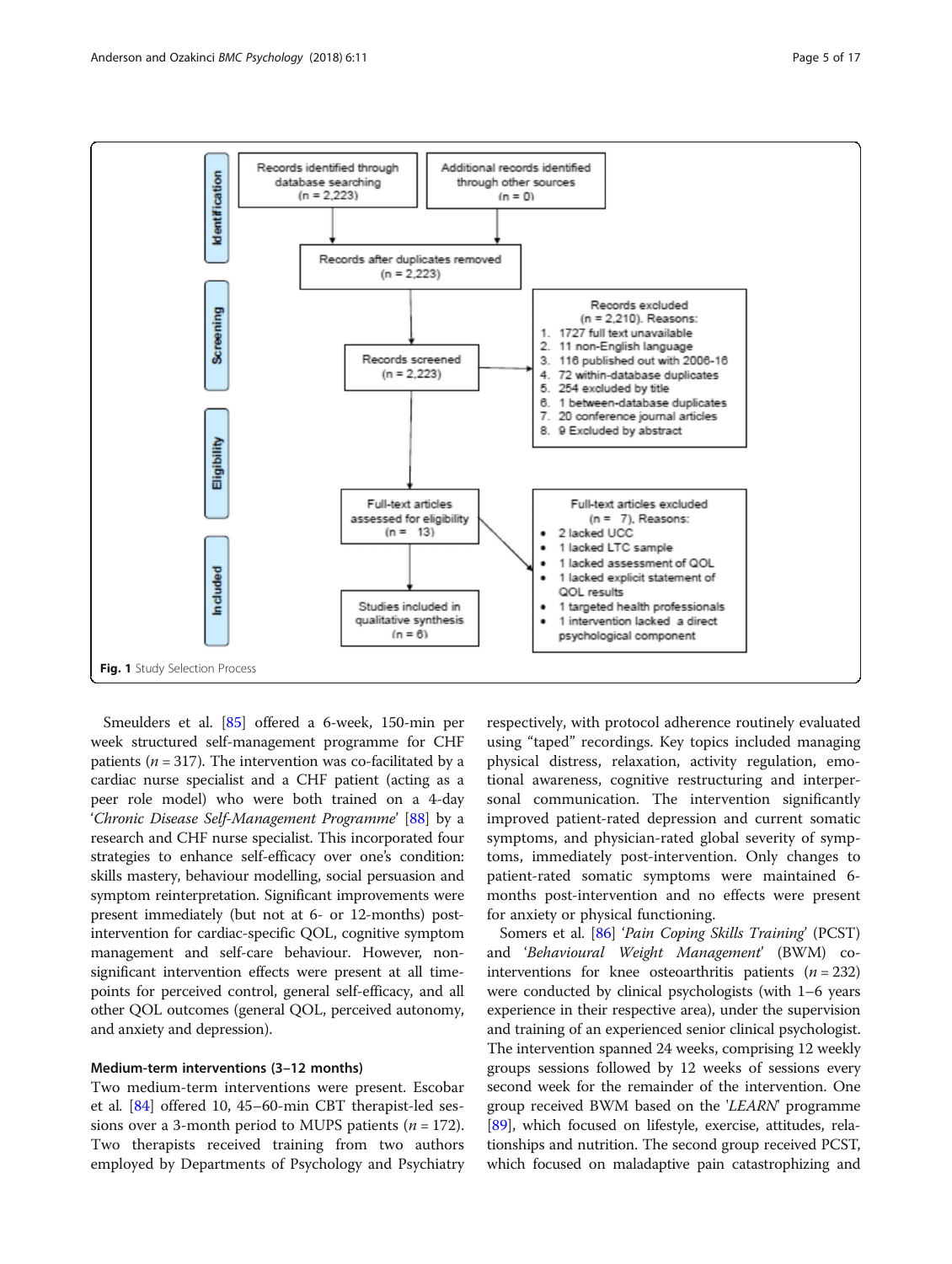**Identification**

Records identified through database searching (n = 2,223)

Additional records identified through other sources (n = 0)

Records after duplicates removed (n = 2,223)

**Screening**

Records screened (n = 2,223)

Records excluded (n = 2,210). Reasons:

1. 1727 full text unavailable
2. 11 non-English language
3. 116 published out with 2006-16
4. 72 within-database duplicates
5. 254 excluded by title
6. 1 between-database duplicates
7. 20 conference journal articles
8. 9 Excluded by abstract

**Eligibility**

Full-text articles assessed for eligibility (n = 13)

Full-text articles excluded (n = 7). Reasons:

- 2 lacked UCC
- 1 lacked LTC sample
- 1 lacked assessment of QOL
- 1 lacked explicit statement of QOL results
- 1 targeted health professionals
- 1 intervention lacked a direct psychological component

**Included**

Studies included in qualitative synthesis (n = 6)

**Fig. 1** Study Selection Process

Smeulders et al. [85] offered a 6-week, 150-min per week structured self-management programme for CHF patients (*n* = 317). The intervention was co-facilitated by a cardiac nurse specialist and a CHF patient (acting as a peer role model) who were both trained on a 4-day '*Chronic Disease Self-Management Programme*' [88] by a research and CHF nurse specialist. This incorporated four strategies to enhance self-efficacy over one's condition: skills mastery, behaviour modelling, social persuasion and symptom reinterpretation. Significant improvements were present immediately (but not at 6- or 12-months) post-intervention for cardiac-specific QOL, cognitive symptom management and self-care behaviour. However, non-significant intervention effects were present at all time-points for perceived control, general self-efficacy, and all other QOL outcomes (general QOL, perceived autonomy, and anxiety and depression).

#### Medium-term interventions (3–12 months)

Two medium-term interventions were present. Escobar et al. [84] offered 10, 45–60-min CBT therapist-led sessions over a 3-month period to MUPS patients (*n* = 172). Two therapists received training from two authors employed by Departments of Psychology and Psychiatry respectively, with protocol adherence routinely evaluated using "taped" recordings. Key topics included managing physical distress, relaxation, activity regulation, emotional awareness, cognitive restructuring and interpersonal communication. The intervention significantly improved patient-rated depression and current somatic symptoms, and physician-rated global severity of symptoms, immediately post-intervention. Only changes to patient-rated somatic symptoms were maintained 6-months post-intervention and no effects were present for anxiety or physical functioning.

Somers et al. [86] '*Pain Coping Skills Training*' (PCST) and '*Behavioural Weight Management*' (BWM) co-interventions for knee osteoarthritis patients (*n* = 232) were conducted by clinical psychologists (with 1–6 years experience in their respective area), under the supervision and training of an experienced senior clinical psychologist. The intervention spanned 24 weeks, comprising 12 weekly groups sessions followed by 12 weeks of sessions every second week for the remainder of the intervention. One group received BWM based on the '*LEARN*' programme [89], which focused on lifestyle, exercise, attitudes, relationships and nutrition. The second group received PCST, which focused on maladaptive pain catastrophizing and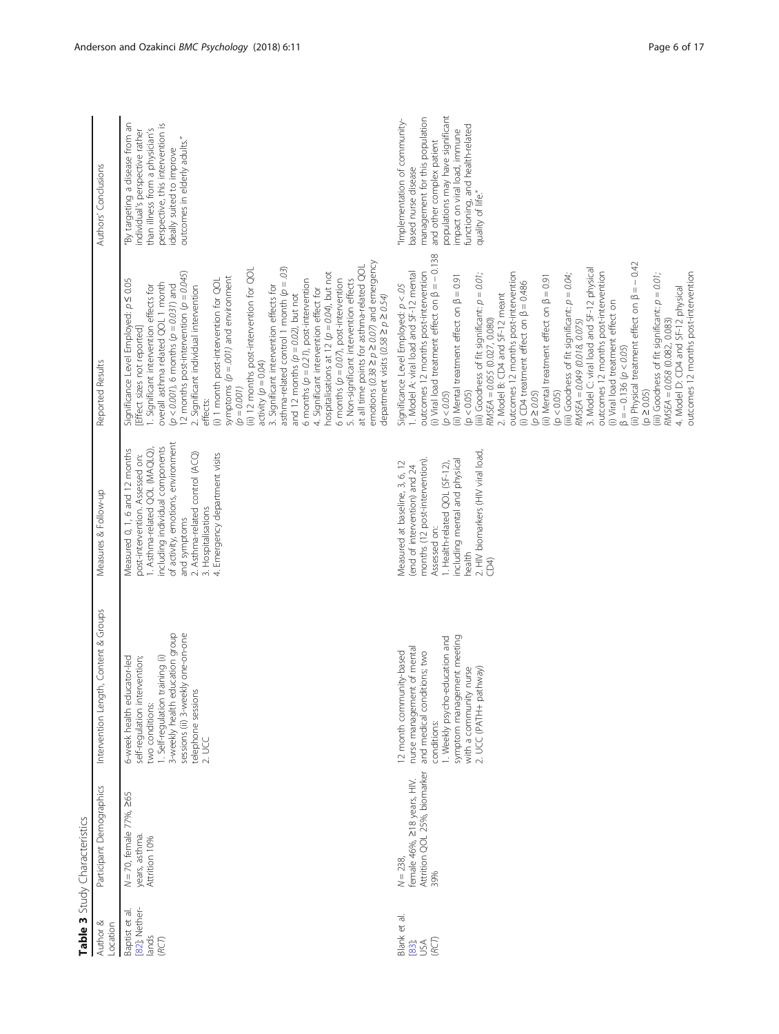**Table 3** Study Characteristics

| Author & Location | Participant Demographics | Intervention Length, Content & Groups | Measures & Follow-up | Reported Results | Authors' Conclusions |
|---|---|---|---|---|---|
| Baptist et al. [82]; Netherlands (RCT) | N = 70, female 77%, ≥65 years, asthma. Attrition 10% | 6-week health educator-led self-regulation intervention; two conditions: 1. Self-regulation training (i) 3-weekly health education group sessions (ii) 3-weekly one-on-one telephone sessions 2. UCC | Measured 0, 1, 6 and 12 months post-intervention. Assessed on: 1. Asthma-related QOL (MAQLQ), including individual components of activity, emotions, environment and symptoms 2. Asthma-related control (ACQ) 3. Hospitalisations 4. Emergency department visits | Significance Level Employed: p ≤ 0.05 [Effect sizes not reported] 1. Significant intervention effects for overall asthma related QOL 1 month ($p < 0.001$), 6 months ($p = 0.031$) and 12 months post-intervention ($p = 0.045$) 2. Significant individual intervention effects: (i) 1 month post-intervention for QOL symptoms ($p = .001$) and environment ($p = 0.001$) (ii) 12 months post-intervention for QOL activity ($p = 0.04$) 3. Significant intervention effects for asthma-related control 1 month ($p = .03$) and 12 months ($p = 0.02$), but not 6 months ($p = 0.21$), post-intervention 4. Significant intervention effect for hospitalisations at 12 ($p = 0.04$), but not 6 months ($p = 0.07$), post-intervention 5. Non-significant intervention effects at all time points for asthma-related QOL emotions ($0.38 \geq p \geq 0.07$) and emergency department visits ($0.58 \geq p \geq 0.54$) | "By targeting a disease from an individual's perspective rather than illness from a physician's perspective, this intervention is ideally suited to improve outcomes in elderly adults." |
| Blank et al. [83]; USA (RCT) | N = 238, female 46%, ≥18 years, HIV. Attrition QOL 25%, biomarker 39% | 12 month community-based nurse management of mental and medical conditions; two conditions: 1. Weekly psycho-education and symptom management meeting with a community nurse 2. UCC (PATH+ pathway) | Measured at baseline, 3, 6, 12 (end of intervention) and 24 months (12 post-intervention). Assessed on: 1. Health-related QOL (SF-12), including mental and physical health 2. HIV biomarkers (HIV viral load, CD4) | Significance Level Employed: $p < .05$ 1. Model A: viral load and SF-12 mental outcomes 12 months post-intervention (i) Viral load treatment effect on $\beta = -0.138$ ($p < 0.05$) (ii) Mental treatment effect on $\beta = 0.91$ ($p < 0.05$) (iii) Goodness of fit significant: $p = 0.01$; $RMSEA = 0.055$ (0.027, 0.080) 2. Model B: CD4 and SF-12 meant outcomes 12 months post-intervention (i) CD4 treatment effect on $\beta = 0.486$ ($p \geq 0.05$) (ii) Mental treatment effect on $\beta = 0.91$ ($p < 0.05$) (iii) Goodness of fit significant: $p = 0.04$; $RMSEA = 0.049$ (0.018, 0.075) 3. Model C: viral load and SF-12 physical outcomes 12 months post-intervention (i) Viral load treatment effect on $\beta = -0.136$ ($p < 0.05$) (ii) Physical treatment effect on $\beta = -0.42$ ($p \geq 0.05$) (iii) Goodness of fit significant: $p = 0.01$; $RMSEA = 0.058$ (0.082, 0.083) 4. Model D: CD4 and SF-12 physical outcomes 12 months post-intervention | "Implementation of community-based nurse disease management for this population and other complex patient populations may have significant impact on viral load, immune functioning, and health-related quality of life." |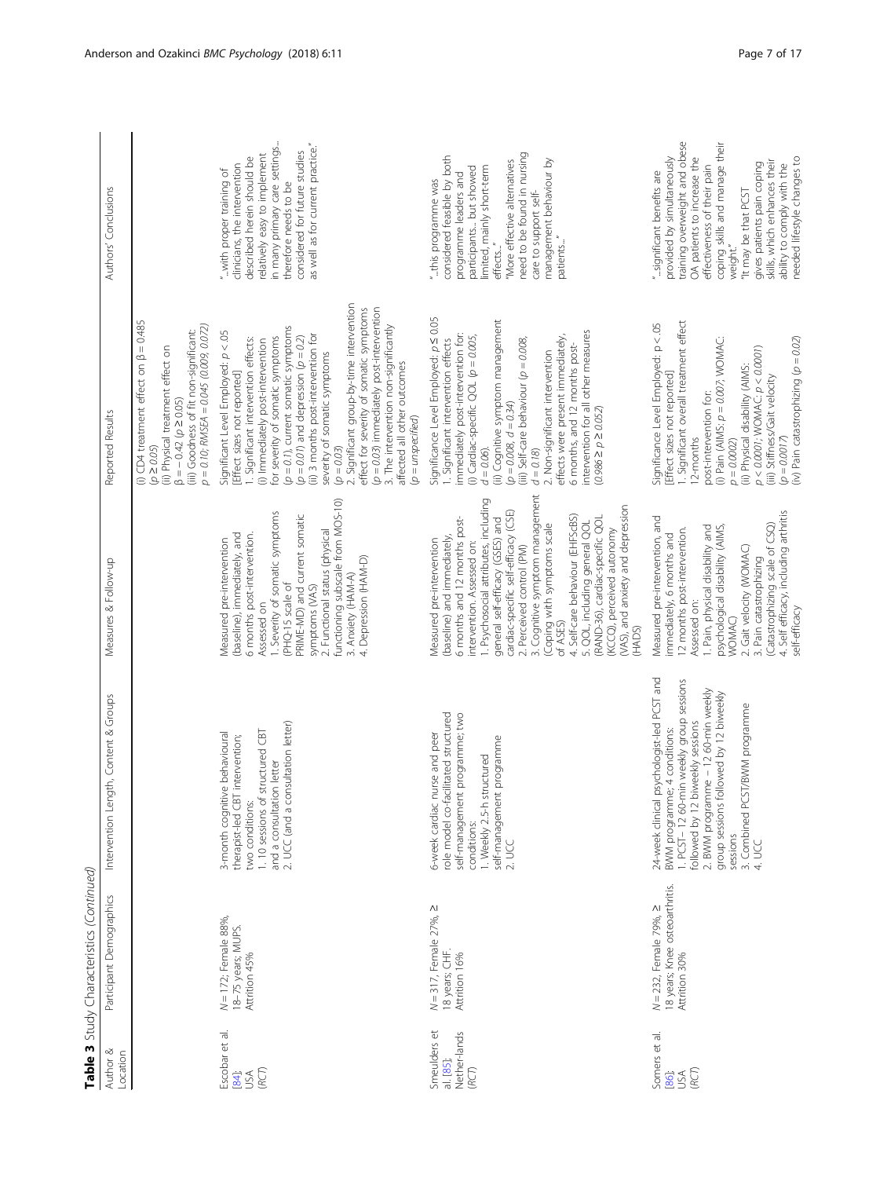**Table 3** Study Characteristics *(Continued)*

| Author & Location | Participant Demographics | Intervention Length, Content & Groups | Measures & Follow-up | Reported Results | Authors' Conclusions |
|---|---|---|---|---|---|
| | | | | (i) CD4 treatment effect on $\beta = 0.485$ ($p \geq 0.05$)<br>(ii) Physical treatment effect on $\beta = -0.42$ ($p \geq 0.05$)<br>(iii) Goodness of fit non-significant: $p = 0.10$; $RMSEA = 0.045$ (0.009, 0.072) | |
| Escobar et al. [84]; USA *(RCT)* | $N = 172$; Female 88%, 18–75 years; MUPS. Attrition 45% | 3-month cognitive behavioural therapist-led CBT intervention; two conditions:<br>1. 10 sessions of structured CBT and a consultation letter<br>2. UCC (and a consultation letter) | Measured pre-intervention (baseline), immediately, and 6 months post-intervention. Assessed on:<br>1. Severity of somatic symptoms (PHQ-15 scale of PRIME-MD) and current somatic symptoms (VAS)<br>2. Functional status (physical functioning subscale from MOS-10)<br>3. Anxiety (HAM-A)<br>4. Depression (HAM-D) | Significant Level Employed: $p < .05$<br>[Effect sizes not reported]<br>1. Significant intervention effects:<br>(i) Immediately post-intervention for severity of somatic symptoms ($p = 0.1$), current somatic symptoms ($p = 0.01$) and depression ($p = 0.2$)<br>(ii) 3 months post-intervention for severity of somatic symptoms ($p = 0.03$)<br>2. Significant group-by-time intervention effect for severity of somatic symptoms ($p = 0.03$) immediately post-intervention<br>3. The intervention non-significantly affected all other outcomes ($p$ = *unspecified*) | "...with proper training of clinicians, the intervention described herein should be relatively easy to implement in many primary care settings... therefore needs to be considered for future studies as well as for current practice." |
| Smeulders et al. [85]; Nether-lands *(RCT)* | $N = 317$, Female 27%, ≥ 18 years; CHF. Attrition 16% | 6-week cardiac nurse and peer role model co-facilitated structured self-management programme; two conditions:<br>1. Weekly 2.5-h structured self-management programme<br>2. UCC | Measured pre-intervention (baseline) and immediately, 6 months and 12 months post-intervention. Assessed on:<br>1. Psychosocial attributes, including general self-efficacy (GSES) and cardiac-specific self-efficacy (CSE)<br>2. Perceived control (PM)<br>3. Cognitive symptom management (Coping with symptoms scale of ASES)<br>4. Self-care behaviour (EHFScBS)<br>5. QOL, including general QOL (RAND-36), cardiac-specific QOL (KCCQ), perceived autonomy (VAS), and anxiety and depression (HADS) | Significance Level Employed: $p \leq 0.05$<br>1. Significant intervention effects immediately post-intervention for:<br>(i) Cardiac-specific QOL ($p = 0.005$, $d = 0.06$).<br>(ii) Cognitive symptom management ($p = 0.008$, $d = 0.34$)<br>(iii) Self-care behaviour ($p = 0.008$, $d = 0.18$)<br>2. Non-significant intervention effects were present immediately, 6 months, and 12 months post-intervention for all other measures ($0.986 \geq p \geq 0.052$) | "...this programme was considered feasible by both programme leaders and participants... but showed limited, mainly short-term effects..."<br>"More effective alternatives need to be found in nursing care to support self-management behaviour by patients..." |
| Somers et al. [86]; USA *(RCT)* | $N = 232$, Female 79%, ≥ 18 years; Knee osteoarthritis. Attrition 30% | 24-week clinical psychologist-led PCST and BWM programme; 4 conditions:<br>1. PCST – 12 60-min weekly group sessions followed by 12 biweekly sessions<br>2. BWM programme – 12 60-min weekly group sessions followed by 12 biweekly sessions<br>3. Combined PCST/BWM programme<br>4. UCC | Measured pre-intervention, and immediately, 6 months and 12 months post-intervention. Assessed on:<br>1. Pain, physical disability and psychological disability (AIMS, WOMAC)<br>2. Gait velocity (WOMAC)<br>3. Pain catastrophizing (Catastrophizing scale of CSQ)<br>4. Self efficacy, including arthritis self-efficacy | Significance Level Employed: $p < .05$<br>[Effect sizes not reported]<br>1. Significant overall treatment effect 12-months post-intervention for:<br>(i) Pain (AIMS; $p = 0.007$; WOMAC: $p = 0.0002$)<br>(ii) Physical disability (AIMS: $p < 0.0001$; WOMAC: $p < 0.0001$)<br>(iii) Stiffness/Gait velocity ($p = 0.0017$)<br>(iv) Pain catastrophizing ($p = 0.02$) | "...significant benefits are provided by simultaneously training overweight and obese OA patients to increase the effectiveness of their pain coping skills and manage their weight."<br>"It may be that PCST gives patients pain coping skills, which enhances their ability to comply with the needed lifestyle changes to |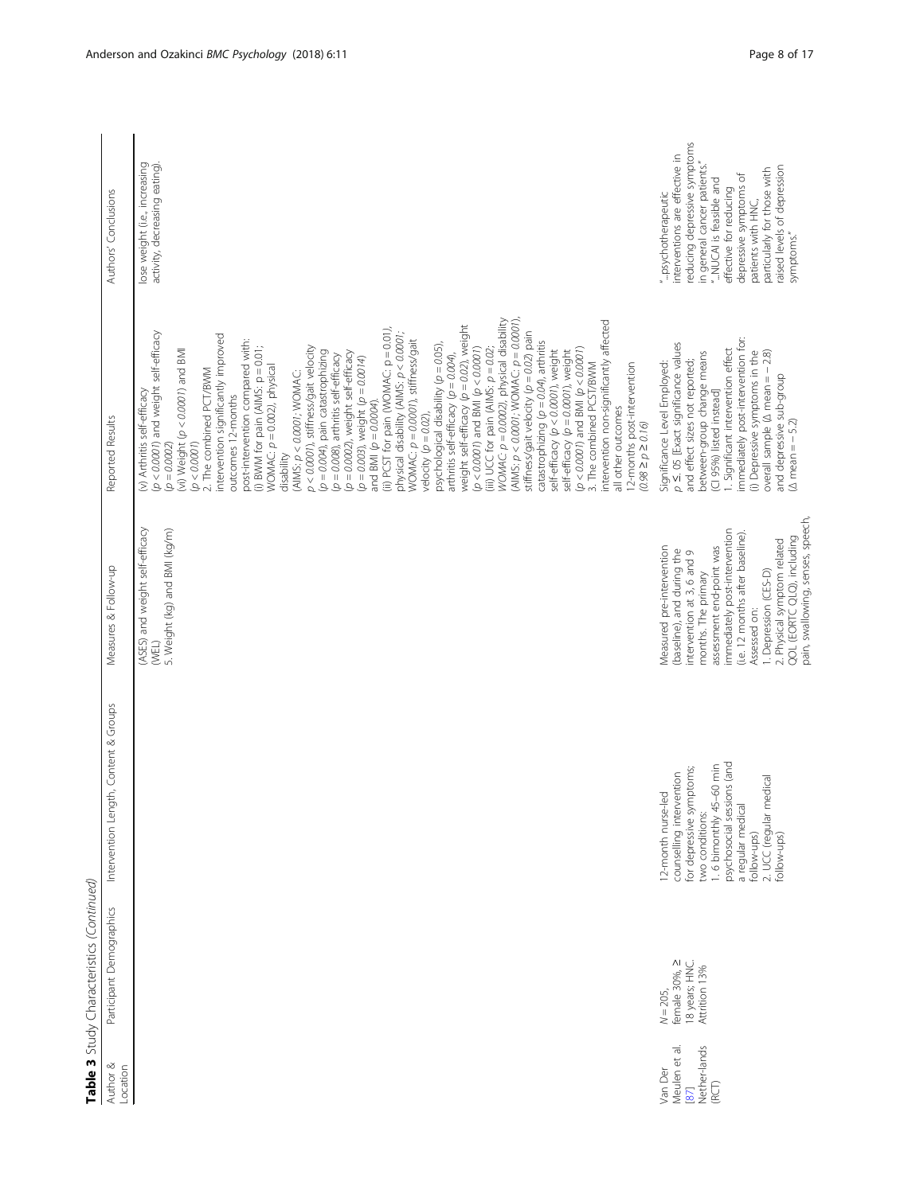**Table 3** Study Characteristics *(Continued)*

| Author & Location | Participant Demographics | Intervention Length, Content & Groups | Measures & Follow-up | Reported Results | Authors' Conclusions |
|---|---|---|---|---|---|
| | | | (ASES) and weight self-efficacy (WEL)<br>5. Weight (kg) and BMI (kg/m) | (v) Arthritis self-efficacy ($p < 0.0001$) and weight self-efficacy ($p = 0.0002$)<br>(vi) Weight ($p < 0.0001$) and BMI ($p < 0.0001$)<br>2. The combined PCT/BWM intervention significantly improved outcomes 12-months post-intervention compared with:<br>(i) BWM for pain (AIMS: $p = 0.01$; WOMAC: $p = 0.002$), physical disability (AIMS: $p < 0.0001$; WOMAC: $p < 0.0001$), stiffness/gait velocity ($p = 0.004$), pain catastrophizing ($p = 0.008$), arthritis self-efficacy ($p = 0.0002$), weight self-efficacy ($p = 0.003$), weight ($p = 0.0014$) and BMI ($p = 0.0004$).<br>(ii) PCST for pain (WOMAC: $p = 0.01$), physical disability (AIMS: $p < 0.0001$; WOMAC: $p = 0.0001$), stiffness/gait velocity ($p = 0.02$), psychological disability ($p = 0.05$), arthritis self-efficacy ($p = 0.004$), weight self-efficacy ($p = 0.02$), weight ($p < 0.0001$) and BMI ($p < 0.0001$)<br>(iii) UCC for pain (AIMS: $p = 0.02$; WOMAC: $p = 0.0002$), physical disability (AIMS: $p < 0.0001$; WOMAC: $p = 0.0001$), stiffness/gait velocity ($p = 0.02$) pain catastrophizing ($p = 0.04$), arthritis self-efficacy ($p < 0.0001$), weight self-efficacy ($p = 0.0001$), weight ($p < 0.0001$) and BMI ($p < 0.0001$)<br>3. The combined PCST/BWM intervention non-significantly affected all other outcomes 12-months post-intervention ($0.98 \geq p \geq 0.16$) | lose weight (i.e., increasing activity, decreasing eating). |
| Van Der Meulen et al. [87]<br>Nether-lands (RCT) | $N = 205$, female 30%, ≥ 18 years; HNC. Attrition 13% | 12-month nurse-led counselling intervention for depressive symptoms; two conditions:<br>1. 6 bimonthly 45–60 min psychosocial sessions (and a regular medical follow-ups)<br>2. UCC (regular medical follow-ups) | Measured pre-intervention (baseline), and during the intervention at 3, 6 and 9 months. The primary assessment end-point was immediately post-intervention (i.e. 12 months after baseline).<br>Assessed on:<br>1. Depression (CES-D)<br>2. Physical symptom related QOL (EORTC QLQ), including pain, swallowing, senses, speech, | Significance Level Employed: $p \leq .05$ [Exact significance values and effect sizes not reported; between-group change means (CI 95%) listed instead]<br>1. Significant intervention effect immediately post-intervention for:<br>(i) Depressive symptoms in the overall sample (Δ mean = − 2.8) and depressive sub-group (Δ mean = − 5.2) | "...psychotherapeutic interventions are effective in reducing depressive symptoms in general cancer patients."<br>"...NUCAI is feasible and effective for reducing depressive symptoms of patients with HNC, particularly for those with raised levels of depression symptoms." |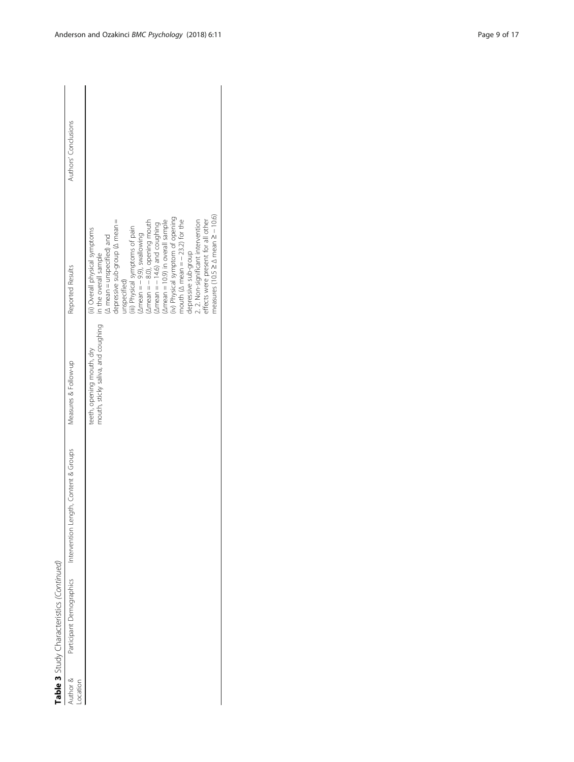**Table 3** Study Characteristics *(Continued)*

| Author & Location | Participant Demographics | Intervention Length, Content & Groups | Measures & Follow-up | Reported Results | Authors' Conclusions |
| --- | --- | --- | --- | --- | --- |
| | | | teeth, opening mouth, dry mouth, sticky saliva, and coughing | (ii) Overall physical symptoms in the overall sample (Δ mean = unspecified) and depressive sub-group (Δ mean = unspecified)<br>(iii) Physical symptoms of pain (Δmean = − 9.9), swallowing (Δmean = − 8.0), opening mouth (Δmean = − 14.6) and coughing (Δmean = 10.9) in overall sample<br>(iv) Physical symptom of opening mouth (Δ mean = − 23.2) for the depressive sub-group<br>2. 2. Non-significant intervention effects were present for all other measures (10.5 ≥ Δ mean ≥ − 10.6) | |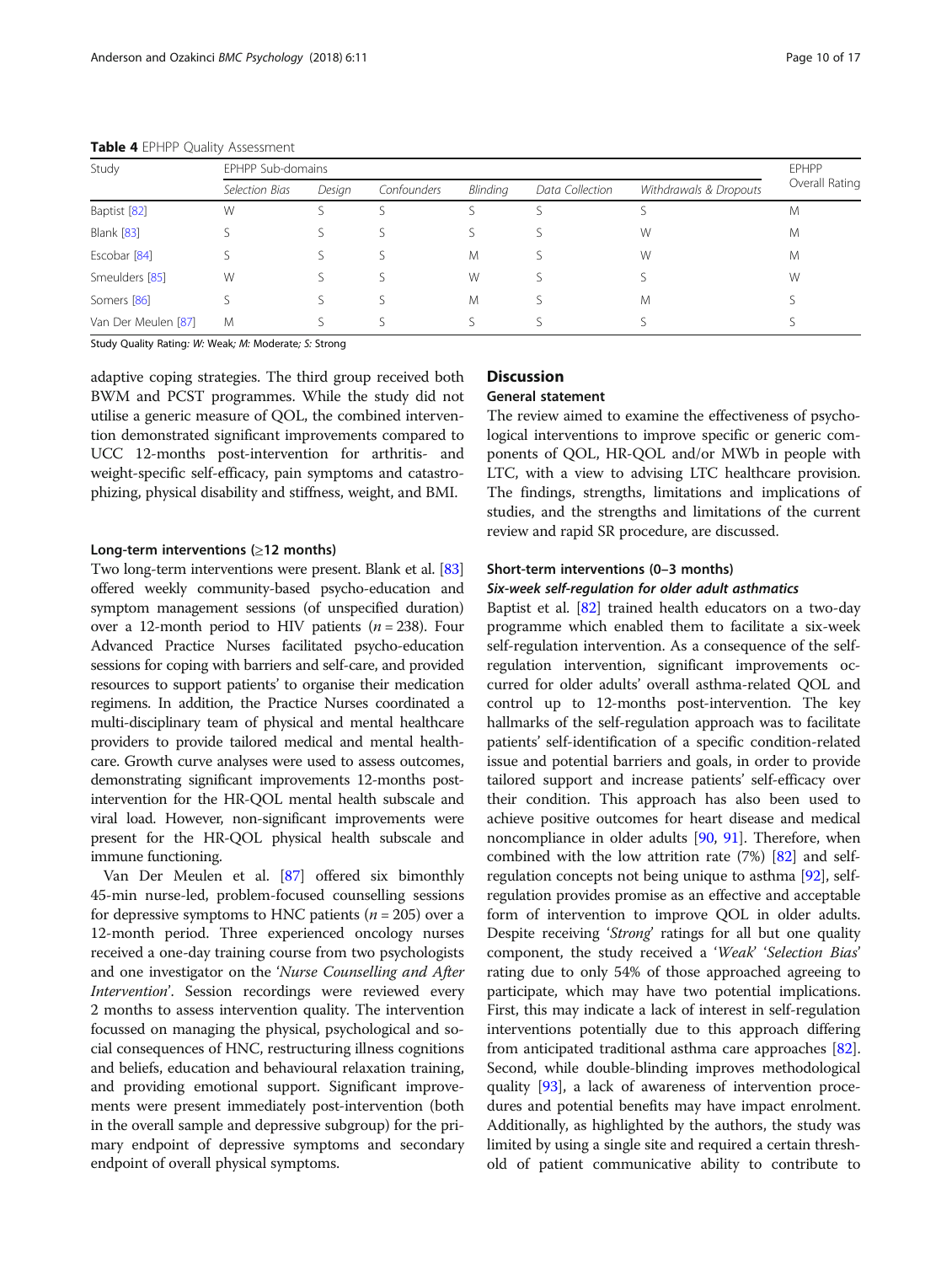**Table 4** EPHPP Quality Assessment

| Study | EPHPP Sub-domains | | | | | | EPHPP Overall Rating |
|---|---|---|---|---|---|---|---|
| | *Selection Bias* | *Design* | *Confounders* | *Blinding* | *Data Collection* | *Withdrawals & Dropouts* | |
| Baptist [82] | W | S | S | S | S | S | M |
| Blank [83] | S | S | S | S | S | W | M |
| Escobar [84] | S | S | S | M | S | W | M |
| Smeulders [85] | W | S | S | W | S | S | W |
| Somers [86] | S | S | S | M | S | M | S |
| Van Der Meulen [87] | M | S | S | S | S | S | S |

Study Quality Rating: *W: Weak; M: Moderate; S: Strong*

adaptive coping strategies. The third group received both BWM and PCST programmes. While the study did not utilise a generic measure of QOL, the combined intervention demonstrated significant improvements compared to UCC 12-months post-intervention for arthritis- and weight-specific self-efficacy, pain symptoms and catastrophizing, physical disability and stiffness, weight, and BMI.

#### Long-term interventions (≥12 months)

Two long-term interventions were present. Blank et al. [83] offered weekly community-based psycho-education and symptom management sessions (of unspecified duration) over a 12-month period to HIV patients ($n = 238$). Four Advanced Practice Nurses facilitated psycho-education sessions for coping with barriers and self-care, and provided resources to support patients' to organise their medication regimens. In addition, the Practice Nurses coordinated a multi-disciplinary team of physical and mental healthcare providers to provide tailored medical and mental healthcare. Growth curve analyses were used to assess outcomes, demonstrating significant improvements 12-months post-intervention for the HR-QOL mental health subscale and viral load. However, non-significant improvements were present for the HR-QOL physical health subscale and immune functioning.

Van Der Meulen et al. [87] offered six bimonthly 45-min nurse-led, problem-focused counselling sessions for depressive symptoms to HNC patients ($n = 205$) over a 12-month period. Three experienced oncology nurses received a one-day training course from two psychologists and one investigator on the '*Nurse Counselling and After Intervention*'. Session recordings were reviewed every 2 months to assess intervention quality. The intervention focussed on managing the physical, psychological and social consequences of HNC, restructuring illness cognitions and beliefs, education and behavioural relaxation training, and providing emotional support. Significant improvements were present immediately post-intervention (both in the overall sample and depressive subgroup) for the primary endpoint of depressive symptoms and secondary endpoint of overall physical symptoms.

## Discussion

### General statement

The review aimed to examine the effectiveness of psychological interventions to improve specific or generic components of QOL, HR-QOL and/or MWb in people with LTC, with a view to advising LTC healthcare provision. The findings, strengths, limitations and implications of studies, and the strengths and limitations of the current review and rapid SR procedure, are discussed.

### Short-term interventions (0–3 months)

#### *Six-week self-regulation for older adult asthmatics*

Baptist et al. [82] trained health educators on a two-day programme which enabled them to facilitate a six-week self-regulation intervention. As a consequence of the self-regulation intervention, significant improvements occurred for older adults' overall asthma-related QOL and control up to 12-months post-intervention. The key hallmarks of the self-regulation approach was to facilitate patients' self-identification of a specific condition-related issue and potential barriers and goals, in order to provide tailored support and increase patients' self-efficacy over their condition. This approach has also been used to achieve positive outcomes for heart disease and medical noncompliance in older adults [90, 91]. Therefore, when combined with the low attrition rate (7%) [82] and self-regulation concepts not being unique to asthma [92], self-regulation provides promise as an effective and acceptable form of intervention to improve QOL in older adults. Despite receiving '*Strong*' ratings for all but one quality component, the study received a '*Weak*' '*Selection Bias*' rating due to only 54% of those approached agreeing to participate, which may have two potential implications. First, this may indicate a lack of interest in self-regulation interventions potentially due to this approach differing from anticipated traditional asthma care approaches [82]. Second, while double-blinding improves methodological quality [93], a lack of awareness of intervention procedures and potential benefits may have impact enrolment. Additionally, as highlighted by the authors, the study was limited by using a single site and required a certain threshold of patient communicative ability to contribute to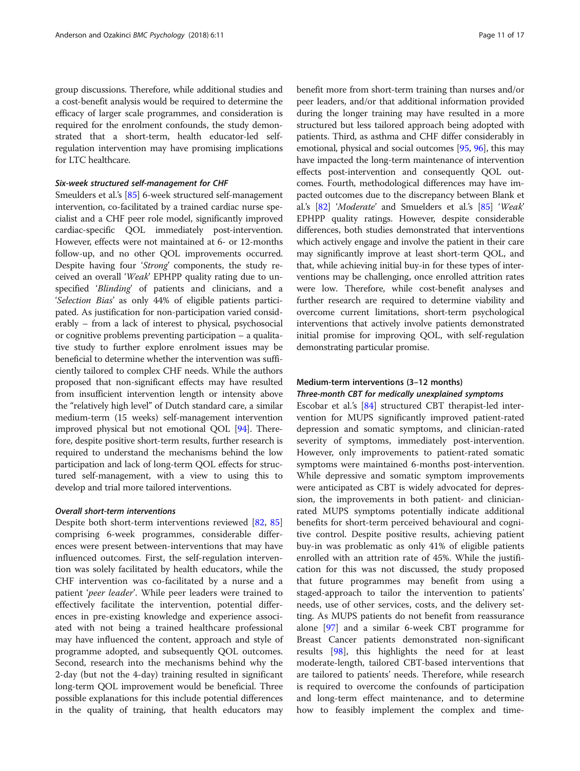group discussions. Therefore, while additional studies and a cost-benefit analysis would be required to determine the efficacy of larger scale programmes, and consideration is required for the enrolment confounds, the study demonstrated that a short-term, health educator-led self-regulation intervention may have promising implications for LTC healthcare.

#### Six-week structured self-management for CHF

Smeulders et al.'s [85] 6-week structured self-management intervention, co-facilitated by a trained cardiac nurse specialist and a CHF peer role model, significantly improved cardiac-specific QOL immediately post-intervention. However, effects were not maintained at 6- or 12-months follow-up, and no other QOL improvements occurred. Despite having four '*Strong*' components, the study received an overall '*Weak*' EPHPP quality rating due to unspecified '*Blinding*' of patients and clinicians, and a '*Selection Bias*' as only 44% of eligible patients participated. As justification for non-participation varied considerably – from a lack of interest to physical, psychosocial or cognitive problems preventing participation – a qualitative study to further explore enrolment issues may be beneficial to determine whether the intervention was sufficiently tailored to complex CHF needs. While the authors proposed that non-significant effects may have resulted from insufficient intervention length or intensity above the "relatively high level" of Dutch standard care, a similar medium-term (15 weeks) self-management intervention improved physical but not emotional QOL [94]. Therefore, despite positive short-term results, further research is required to understand the mechanisms behind the low participation and lack of long-term QOL effects for structured self-management, with a view to using this to develop and trial more tailored interventions.

#### Overall short-term interventions

Despite both short-term interventions reviewed [82, 85] comprising 6-week programmes, considerable differences were present between-interventions that may have influenced outcomes. First, the self-regulation intervention was solely facilitated by health educators, while the CHF intervention was co-facilitated by a nurse and a patient '*peer leader*'. While peer leaders were trained to effectively facilitate the intervention, potential differences in pre-existing knowledge and experience associated with not being a trained healthcare professional may have influenced the content, approach and style of programme adopted, and subsequently QOL outcomes. Second, research into the mechanisms behind why the 2-day (but not the 4-day) training resulted in significant long-term QOL improvement would be beneficial. Three possible explanations for this include potential differences in the quality of training, that health educators may benefit more from short-term training than nurses and/or peer leaders, and/or that additional information provided during the longer training may have resulted in a more structured but less tailored approach being adopted with patients. Third, as asthma and CHF differ considerably in emotional, physical and social outcomes [95, 96], this may have impacted the long-term maintenance of intervention effects post-intervention and consequently QOL outcomes. Fourth, methodological differences may have impacted outcomes due to the discrepancy between Blank et al.'s [82] '*Moderate*' and Smeulders et al.'s [85] '*Weak*' EPHPP quality ratings. However, despite considerable differences, both studies demonstrated that interventions which actively engage and involve the patient in their care may significantly improve at least short-term QOL, and that, while achieving initial buy-in for these types of interventions may be challenging, once enrolled attrition rates were low. Therefore, while cost-benefit analyses and further research are required to determine viability and overcome current limitations, short-term psychological interventions that actively involve patients demonstrated initial promise for improving QOL, with self-regulation demonstrating particular promise.

### Medium-term interventions (3–12 months)

#### Three-month CBT for medically unexplained symptoms

Escobar et al.'s [84] structured CBT therapist-led intervention for MUPS significantly improved patient-rated depression and somatic symptoms, and clinician-rated severity of symptoms, immediately post-intervention. However, only improvements to patient-rated somatic symptoms were maintained 6-months post-intervention. While depressive and somatic symptom improvements were anticipated as CBT is widely advocated for depression, the improvements in both patient- and clinician-rated MUPS symptoms potentially indicate additional benefits for short-term perceived behavioural and cognitive control. Despite positive results, achieving patient buy-in was problematic as only 41% of eligible patients enrolled with an attrition rate of 45%. While the justification for this was not discussed, the study proposed that future programmes may benefit from using a staged-approach to tailor the intervention to patients' needs, use of other services, costs, and the delivery setting. As MUPS patients do not benefit from reassurance alone [97] and a similar 6-week CBT programme for Breast Cancer patients demonstrated non-significant results [98], this highlights the need for at least moderate-length, tailored CBT-based interventions that are tailored to patients' needs. Therefore, while research is required to overcome the confounds of participation and long-term effect maintenance, and to determine how to feasibly implement the complex and time-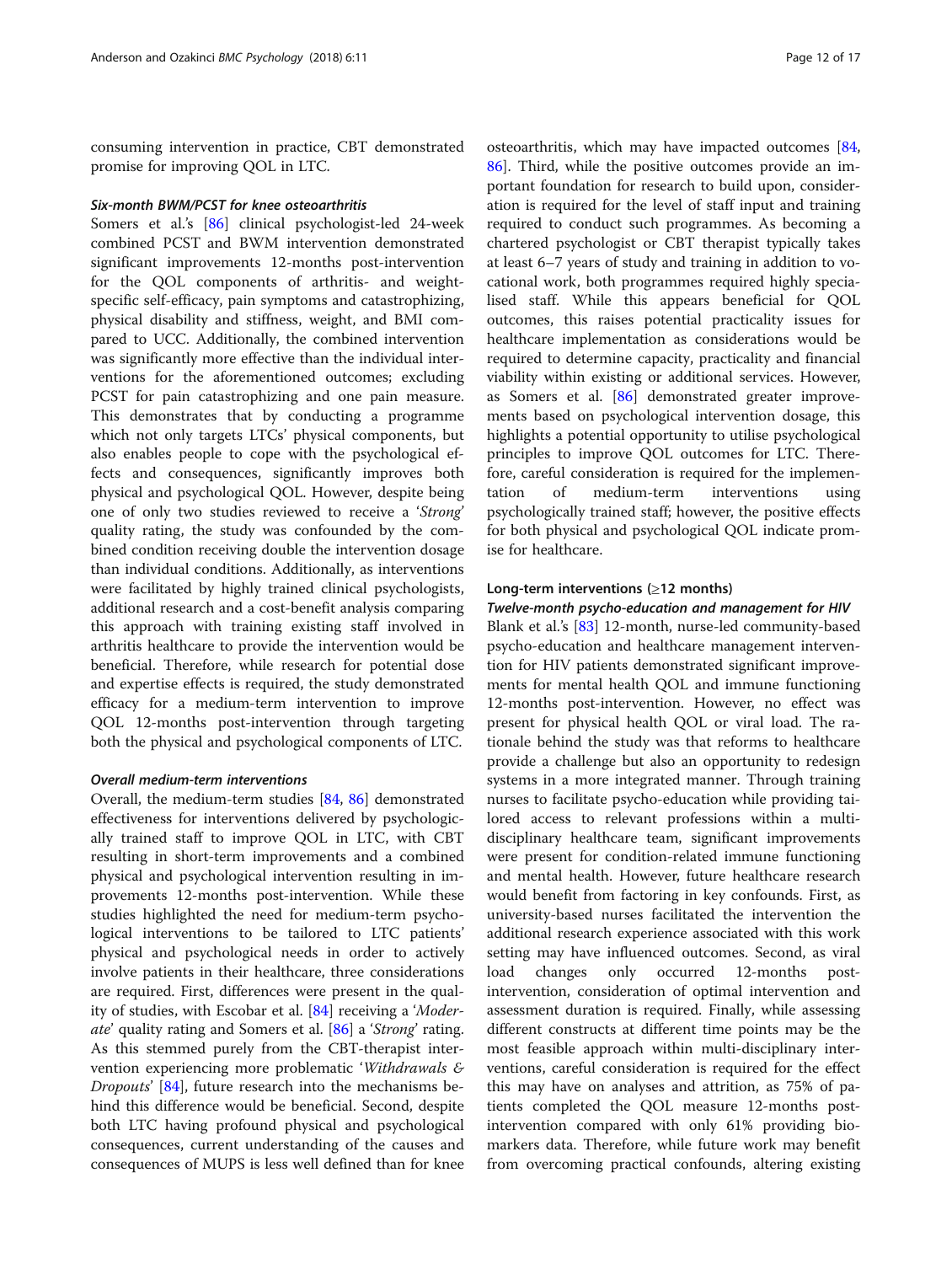consuming intervention in practice, CBT demonstrated promise for improving QOL in LTC.

#### *Six-month BWM/PCST for knee osteoarthritis*

Somers et al.'s [86] clinical psychologist-led 24-week combined PCST and BWM intervention demonstrated significant improvements 12-months post-intervention for the QOL components of arthritis- and weight-specific self-efficacy, pain symptoms and catastrophizing, physical disability and stiffness, weight, and BMI compared to UCC. Additionally, the combined intervention was significantly more effective than the individual interventions for the aforementioned outcomes; excluding PCST for pain catastrophizing and one pain measure. This demonstrates that by conducting a programme which not only targets LTCs' physical components, but also enables people to cope with the psychological effects and consequences, significantly improves both physical and psychological QOL. However, despite being one of only two studies reviewed to receive a '*Strong*' quality rating, the study was confounded by the combined condition receiving double the intervention dosage than individual conditions. Additionally, as interventions were facilitated by highly trained clinical psychologists, additional research and a cost-benefit analysis comparing this approach with training existing staff involved in arthritis healthcare to provide the intervention would be beneficial. Therefore, while research for potential dose and expertise effects is required, the study demonstrated efficacy for a medium-term intervention to improve QOL 12-months post-intervention through targeting both the physical and psychological components of LTC.

#### *Overall medium-term interventions*

Overall, the medium-term studies [84, 86] demonstrated effectiveness for interventions delivered by psychologically trained staff to improve QOL in LTC, with CBT resulting in short-term improvements and a combined physical and psychological intervention resulting in improvements 12-months post-intervention. While these studies highlighted the need for medium-term psychological interventions to be tailored to LTC patients' physical and psychological needs in order to actively involve patients in their healthcare, three considerations are required. First, differences were present in the quality of studies, with Escobar et al. [84] receiving a '*Moderate*' quality rating and Somers et al. [86] a '*Strong*' rating. As this stemmed purely from the CBT-therapist intervention experiencing more problematic '*Withdrawals & Dropouts*' [84], future research into the mechanisms behind this difference would be beneficial. Second, despite both LTC having profound physical and psychological consequences, current understanding of the causes and consequences of MUPS is less well defined than for knee osteoarthritis, which may have impacted outcomes [84, 86]. Third, while the positive outcomes provide an important foundation for research to build upon, consideration is required for the level of staff input and training required to conduct such programmes. As becoming a chartered psychologist or CBT therapist typically takes at least 6–7 years of study and training in addition to vocational work, both programmes required highly specialised staff. While this appears beneficial for QOL outcomes, this raises potential practicality issues for healthcare implementation as considerations would be required to determine capacity, practicality and financial viability within existing or additional services. However, as Somers et al. [86] demonstrated greater improvements based on psychological intervention dosage, this highlights a potential opportunity to utilise psychological principles to improve QOL outcomes for LTC. Therefore, careful consideration is required for the implementation of medium-term interventions using psychologically trained staff; however, the positive effects for both physical and psychological QOL indicate promise for healthcare.

### Long-term interventions (≥12 months)

#### *Twelve-month psycho-education and management for HIV*

Blank et al.'s [83] 12-month, nurse-led community-based psycho-education and healthcare management intervention for HIV patients demonstrated significant improvements for mental health QOL and immune functioning 12-months post-intervention. However, no effect was present for physical health QOL or viral load. The rationale behind the study was that reforms to healthcare provide a challenge but also an opportunity to redesign systems in a more integrated manner. Through training nurses to facilitate psycho-education while providing tailored access to relevant professions within a multi-disciplinary healthcare team, significant improvements were present for condition-related immune functioning and mental health. However, future healthcare research would benefit from factoring in key confounds. First, as university-based nurses facilitated the intervention the additional research experience associated with this work setting may have influenced outcomes. Second, as viral load changes only occurred 12-months post-intervention, consideration of optimal intervention and assessment duration is required. Finally, while assessing different constructs at different time points may be the most feasible approach within multi-disciplinary interventions, careful consideration is required for the effect this may have on analyses and attrition, as 75% of patients completed the QOL measure 12-months post-intervention compared with only 61% providing biomarkers data. Therefore, while future work may benefit from overcoming practical confounds, altering existing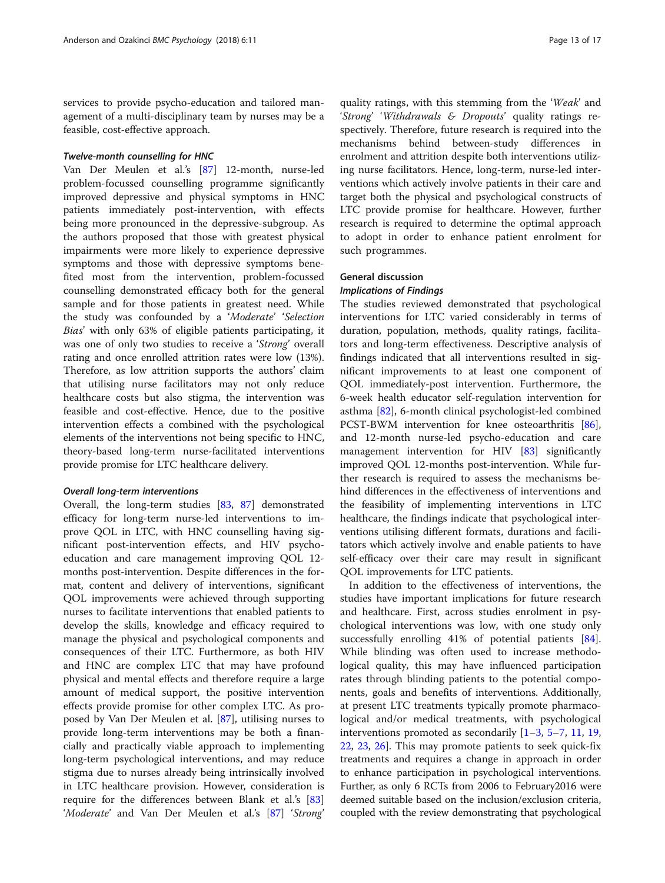services to provide psycho-education and tailored management of a multi-disciplinary team by nurses may be a feasible, cost-effective approach.

#### *Twelve-month counselling for HNC*

Van Der Meulen et al.'s [87] 12-month, nurse-led problem-focussed counselling programme significantly improved depressive and physical symptoms in HNC patients immediately post-intervention, with effects being more pronounced in the depressive-subgroup. As the authors proposed that those with greatest physical impairments were more likely to experience depressive symptoms and those with depressive symptoms benefited most from the intervention, problem-focussed counselling demonstrated efficacy both for the general sample and for those patients in greatest need. While the study was confounded by a '*Moderate*' '*Selection Bias*' with only 63% of eligible patients participating, it was one of only two studies to receive a '*Strong*' overall rating and once enrolled attrition rates were low (13%). Therefore, as low attrition supports the authors' claim that utilising nurse facilitators may not only reduce healthcare costs but also stigma, the intervention was feasible and cost-effective. Hence, due to the positive intervention effects a combined with the psychological elements of the interventions not being specific to HNC, theory-based long-term nurse-facilitated interventions provide promise for LTC healthcare delivery.

#### *Overall long-term interventions*

Overall, the long-term studies [83, 87] demonstrated efficacy for long-term nurse-led interventions to improve QOL in LTC, with HNC counselling having significant post-intervention effects, and HIV psycho-education and care management improving QOL 12-months post-intervention. Despite differences in the format, content and delivery of interventions, significant QOL improvements were achieved through supporting nurses to facilitate interventions that enabled patients to develop the skills, knowledge and efficacy required to manage the physical and psychological components and consequences of their LTC. Furthermore, as both HIV and HNC are complex LTC that may have profound physical and mental effects and therefore require a large amount of medical support, the positive intervention effects provide promise for other complex LTC. As proposed by Van Der Meulen et al. [87], utilising nurses to provide long-term interventions may be both a financially and practically viable approach to implementing long-term psychological interventions, and may reduce stigma due to nurses already being intrinsically involved in LTC healthcare provision. However, consideration is require for the differences between Blank et al.'s [83] '*Moderate*' and Van Der Meulen et al.'s [87] '*Strong*' quality ratings, with this stemming from the '*Weak*' and '*Strong*' '*Withdrawals & Dropouts*' quality ratings respectively. Therefore, future research is required into the mechanisms behind between-study differences in enrolment and attrition despite both interventions utilizing nurse facilitators. Hence, long-term, nurse-led interventions which actively involve patients in their care and target both the physical and psychological constructs of LTC provide promise for healthcare. However, further research is required to determine the optimal approach to adopt in order to enhance patient enrolment for such programmes.

### General discussion

#### *Implications of Findings*

The studies reviewed demonstrated that psychological interventions for LTC varied considerably in terms of duration, population, methods, quality ratings, facilitators and long-term effectiveness. Descriptive analysis of findings indicated that all interventions resulted in significant improvements to at least one component of QOL immediately-post intervention. Furthermore, the 6-week health educator self-regulation intervention for asthma [82], 6-month clinical psychologist-led combined PCST-BWM intervention for knee osteoarthritis [86], and 12-month nurse-led psycho-education and care management intervention for HIV [83] significantly improved QOL 12-months post-intervention. While further research is required to assess the mechanisms behind differences in the effectiveness of interventions and the feasibility of implementing interventions in LTC healthcare, the findings indicate that psychological interventions utilising different formats, durations and facilitators which actively involve and enable patients to have self-efficacy over their care may result in significant QOL improvements for LTC patients.

In addition to the effectiveness of interventions, the studies have important implications for future research and healthcare. First, across studies enrolment in psychological interventions was low, with one study only successfully enrolling 41% of potential patients [84]. While blinding was often used to increase methodological quality, this may have influenced participation rates through blinding patients to the potential components, goals and benefits of interventions. Additionally, at present LTC treatments typically promote pharmacological and/or medical treatments, with psychological interventions promoted as secondarily [1–3, 5–7, 11, 19, 22, 23, 26]. This may promote patients to seek quick-fix treatments and requires a change in approach in order to enhance participation in psychological interventions. Further, as only 6 RCTs from 2006 to February2016 were deemed suitable based on the inclusion/exclusion criteria, coupled with the review demonstrating that psychological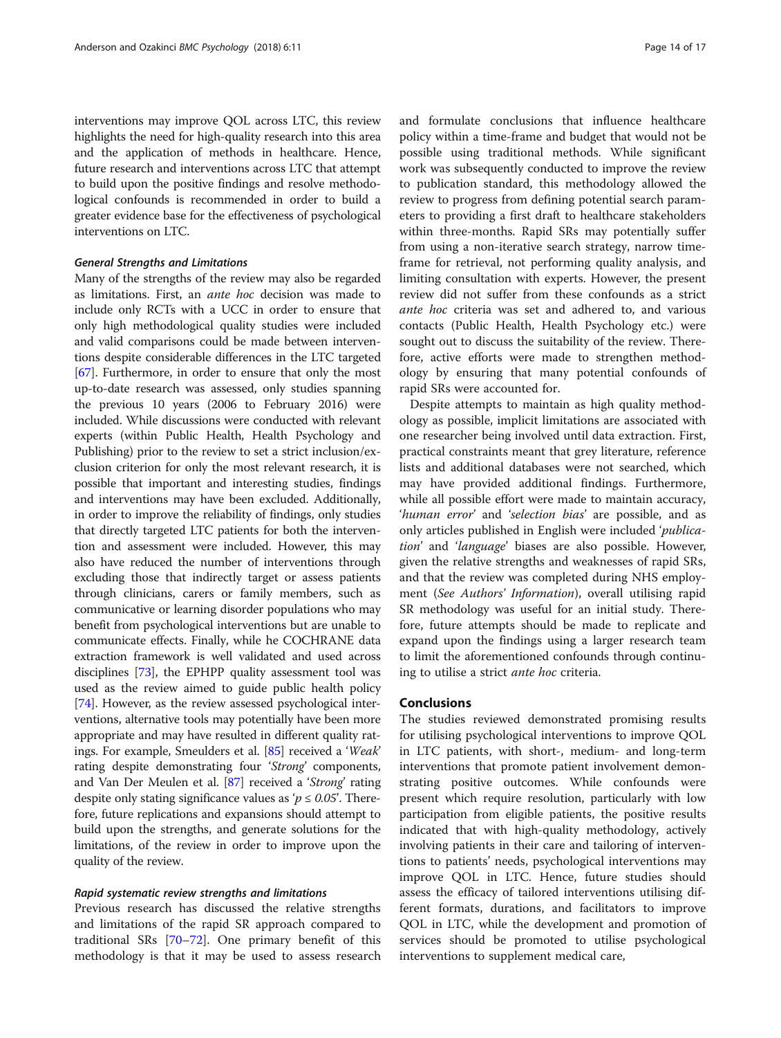interventions may improve QOL across LTC, this review highlights the need for high-quality research into this area and the application of methods in healthcare. Hence, future research and interventions across LTC that attempt to build upon the positive findings and resolve methodological confounds is recommended in order to build a greater evidence base for the effectiveness of psychological interventions on LTC.

#### General Strengths and Limitations

Many of the strengths of the review may also be regarded as limitations. First, an *ante hoc* decision was made to include only RCTs with a UCC in order to ensure that only high methodological quality studies were included and valid comparisons could be made between interventions despite considerable differences in the LTC targeted [67]. Furthermore, in order to ensure that only the most up-to-date research was assessed, only studies spanning the previous 10 years (2006 to February 2016) were included. While discussions were conducted with relevant experts (within Public Health, Health Psychology and Publishing) prior to the review to set a strict inclusion/exclusion criterion for only the most relevant research, it is possible that important and interesting studies, findings and interventions may have been excluded. Additionally, in order to improve the reliability of findings, only studies that directly targeted LTC patients for both the intervention and assessment were included. However, this may also have reduced the number of interventions through excluding those that indirectly target or assess patients through clinicians, carers or family members, such as communicative or learning disorder populations who may benefit from psychological interventions but are unable to communicate effects. Finally, while he COCHRANE data extraction framework is well validated and used across disciplines [73], the EPHPP quality assessment tool was used as the review aimed to guide public health policy [74]. However, as the review assessed psychological interventions, alternative tools may potentially have been more appropriate and may have resulted in different quality ratings. For example, Smeulders et al. [85] received a '*Weak*' rating despite demonstrating four '*Strong*' components, and Van Der Meulen et al. [87] received a '*Strong*' rating despite only stating significance values as '$p \leq 0.05$'. Therefore, future replications and expansions should attempt to build upon the strengths, and generate solutions for the limitations, of the review in order to improve upon the quality of the review.

#### Rapid systematic review strengths and limitations

Previous research has discussed the relative strengths and limitations of the rapid SR approach compared to traditional SRs [70–72]. One primary benefit of this methodology is that it may be used to assess research and formulate conclusions that influence healthcare policy within a time-frame and budget that would not be possible using traditional methods. While significant work was subsequently conducted to improve the review to publication standard, this methodology allowed the review to progress from defining potential search parameters to providing a first draft to healthcare stakeholders within three-months. Rapid SRs may potentially suffer from using a non-iterative search strategy, narrow time-frame for retrieval, not performing quality analysis, and limiting consultation with experts. However, the present review did not suffer from these confounds as a strict *ante hoc* criteria was set and adhered to, and various contacts (Public Health, Health Psychology etc.) were sought out to discuss the suitability of the review. Therefore, active efforts were made to strengthen methodology by ensuring that many potential confounds of rapid SRs were accounted for.

Despite attempts to maintain as high quality methodology as possible, implicit limitations are associated with one researcher being involved until data extraction. First, practical constraints meant that grey literature, reference lists and additional databases were not searched, which may have provided additional findings. Furthermore, while all possible effort were made to maintain accuracy, '*human error*' and '*selection bias*' are possible, and as only articles published in English were included '*publication*' and '*language*' biases are also possible. However, given the relative strengths and weaknesses of rapid SRs, and that the review was completed during NHS employment (*See Authors' Information*), overall utilising rapid SR methodology was useful for an initial study. Therefore, future attempts should be made to replicate and expand upon the findings using a larger research team to limit the aforementioned confounds through continuing to utilise a strict *ante hoc* criteria.

## Conclusions

The studies reviewed demonstrated promising results for utilising psychological interventions to improve QOL in LTC patients, with short-, medium- and long-term interventions that promote patient involvement demonstrating positive outcomes. While confounds were present which require resolution, particularly with low participation from eligible patients, the positive results indicated that with high-quality methodology, actively involving patients in their care and tailoring of interventions to patients' needs, psychological interventions may improve QOL in LTC. Hence, future studies should assess the efficacy of tailored interventions utilising different formats, durations, and facilitators to improve QOL in LTC, while the development and promotion of services should be promoted to utilise psychological interventions to supplement medical care,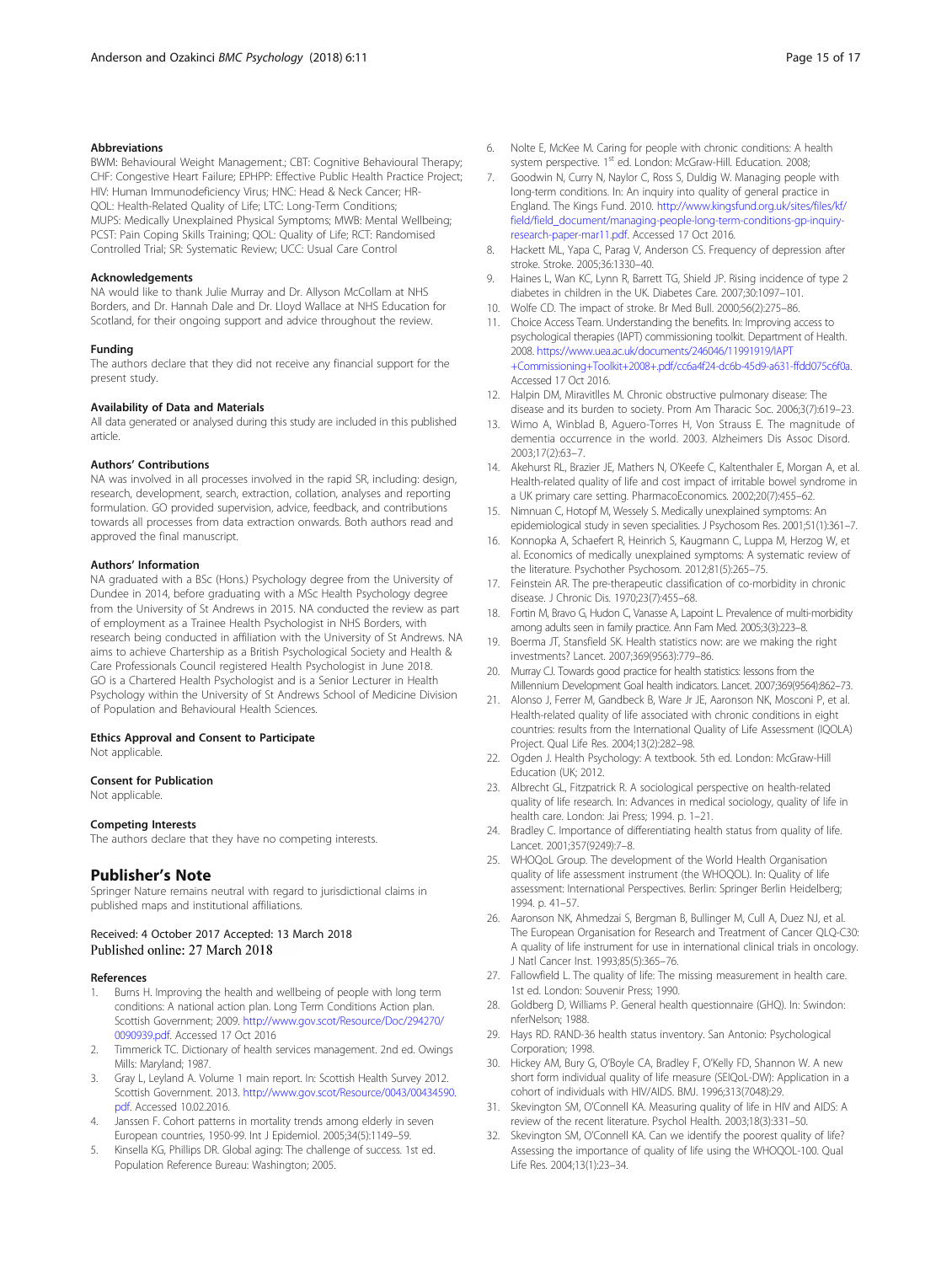### Abbreviations

BWM: Behavioural Weight Management.; CBT: Cognitive Behavioural Therapy; CHF: Congestive Heart Failure; EPHPP: Effective Public Health Practice Project; HIV: Human Immunodeficiency Virus; HNC: Head & Neck Cancer; HR-QOL: Health-Related Quality of Life; LTC: Long-Term Conditions; MUPS: Medically Unexplained Physical Symptoms; MWB: Mental Wellbeing; PCST: Pain Coping Skills Training; QOL: Quality of Life; RCT: Randomised Controlled Trial; SR: Systematic Review; UCC: Usual Care Control

### Acknowledgements

NA would like to thank Julie Murray and Dr. Allyson McCollam at NHS Borders, and Dr. Hannah Dale and Dr. Lloyd Wallace at NHS Education for Scotland, for their ongoing support and advice throughout the review.

### Funding

The authors declare that they did not receive any financial support for the present study.

### Availability of Data and Materials

All data generated or analysed during this study are included in this published article.

### Authors' Contributions

NA was involved in all processes involved in the rapid SR, including: design, research, development, search, extraction, collation, analyses and reporting formulation. GO provided supervision, advice, feedback, and contributions towards all processes from data extraction onwards. Both authors read and approved the final manuscript.

### Authors' Information

NA graduated with a BSc (Hons.) Psychology degree from the University of Dundee in 2014, before graduating with a MSc Health Psychology degree from the University of St Andrews in 2015. NA conducted the review as part of employment as a Trainee Health Psychologist in NHS Borders, with research being conducted in affiliation with the University of St Andrews. NA aims to achieve Chartership as a British Psychological Society and Health & Care Professionals Council registered Health Psychologist in June 2018. GO is a Chartered Health Psychologist and is a Senior Lecturer in Health Psychology within the University of St Andrews School of Medicine Division of Population and Behavioural Health Sciences.

### Ethics Approval and Consent to Participate

Not applicable.

### Consent for Publication

Not applicable.

### Competing Interests

The authors declare that they have no competing interests.

## Publisher's Note

Springer Nature remains neutral with regard to jurisdictional claims in published maps and institutional affiliations.

Received: 4 October 2017 Accepted: 13 March 2018
Published online: 27 March 2018

### References

1. Burns H. Improving the health and wellbeing of people with long term conditions: A national action plan. Long Term Conditions Action plan. Scottish Government; 2009. http://www.gov.scot/Resource/Doc/294270/0090939.pdf. Accessed 17 Oct 2016
2. Timmerick TC. Dictionary of health services management. 2nd ed. Owings Mills: Maryland; 1987.
3. Gray L, Leyland A. Volume 1 main report. In: Scottish Health Survey 2012. Scottish Government. 2013. http://www.gov.scot/Resource/0043/00434590.pdf. Accessed 10.02.2016.
4. Janssen F. Cohort patterns in mortality trends among elderly in seven European countries, 1950-99. Int J Epidemiol. 2005;34(5):1149–59.
5. Kinsella KG, Phillips DR. Global aging: The challenge of success. 1st ed. Population Reference Bureau: Washington; 2005.
6. Nolte E, McKee M. Caring for people with chronic conditions: A health system perspective. 1st ed. London: McGraw-Hill. Education. 2008;
7. Goodwin N, Curry N, Naylor C, Ross S, Duldig W. Managing people with long-term conditions. In: An inquiry into quality of general practice in England. The Kings Fund. 2010. http://www.kingsfund.org.uk/sites/files/kf/field/field_document/managing-people-long-term-conditions-gp-inquiry-research-paper-mar11.pdf. Accessed 17 Oct 2016.
8. Hackett ML, Yapa C, Parag V, Anderson CS. Frequency of depression after stroke. Stroke. 2005;36:1330–40.
9. Haines L, Wan KC, Lynn R, Barrett TG, Shield JP. Rising incidence of type 2 diabetes in children in the UK. Diabetes Care. 2007;30:1097–101.
10. Wolfe CD. The impact of stroke. Br Med Bull. 2000;56(2):275–86.
11. Choice Access Team. Understanding the benefits. In: Improving access to psychological therapies (IAPT) commissioning toolkit. Department of Health. 2008. https://www.uea.ac.uk/documents/246046/11991919/IAPT+Commissioning+Toolkit+2008+.pdf/cc6a4f24-dc6b-45d9-a631-ffdd075c6f0a. Accessed 17 Oct 2016.
12. Halpin DM, Miravitlles M. Chronic obstructive pulmonary disease: The disease and its burden to society. Prom Am Tharacic Soc. 2006;3(7):619–23.
13. Wimo A, Winblad B, Aguero-Torres H, Von Strauss E. The magnitude of dementia occurrence in the world. 2003. Alzheimers Dis Assoc Disord. 2003;17(2):63–7.
14. Akehurst RL, Brazier JE, Mathers N, O'Keefe C, Kaltenthaler E, Morgan A, et al. Health-related quality of life and cost impact of irritable bowel syndrome in a UK primary care setting. PharmacoEconomics. 2002;20(7):455–62.
15. Nimnuan C, Hotopf M, Wessely S. Medically unexplained symptoms: An epidemiological study in seven specialities. J Psychosom Res. 2001;51(1):361–7.
16. Konnopka A, Schaefert R, Heinrich S, Kaugmann C, Luppa M, Herzog W, et al. Economics of medically unexplained symptoms: A systematic review of the literature. Psychother Psychosom. 2012;81(5):265–75.
17. Feinstein AR. The pre-therapeutic classification of co-morbidity in chronic disease. J Chronic Dis. 1970;23(7):455–68.
18. Fortin M, Bravo G, Hudon C, Vanasse A, Lapoint L. Prevalence of multi-morbidity among adults seen in family practice. Ann Fam Med. 2005;3(3):223–8.
19. Boerma JT, Stansfield SK. Health statistics now: are we making the right investments? Lancet. 2007;369(9563):779–86.
20. Murray CJ. Towards good practice for health statistics: lessons from the Millennium Development Goal health indicators. Lancet. 2007;369(9564):862–73.
21. Alonso J, Ferrer M, Gandbeck B, Ware Jr JE, Aaronson NK, Mosconi P, et al. Health-related quality of life associated with chronic conditions in eight countries: results from the International Quality of Life Assessment (IQOLA) Project. Qual Life Res. 2004;13(2):282–98.
22. Ogden J. Health Psychology: A textbook. 5th ed. London: McGraw-Hill Education (UK; 2012.
23. Albrecht GL, Fitzpatrick R. A sociological perspective on health-related quality of life research. In: Advances in medical sociology, quality of life in health care. London: Jai Press; 1994. p. 1–21.
24. Bradley C. Importance of differentiating health status from quality of life. Lancet. 2001;357(9249):7–8.
25. WHOQoL Group. The development of the World Health Organisation quality of life assessment instrument (the WHOQOL). In: Quality of life assessment: International Perspectives. Berlin: Springer Berlin Heidelberg; 1994. p. 41–57.
26. Aaronson NK, Ahmedzai S, Bergman B, Bullinger M, Cull A, Duez NJ, et al. The European Organisation for Research and Treatment of Cancer QLQ-C30: A quality of life instrument for use in international clinical trials in oncology. J Natl Cancer Inst. 1993;85(5):365–76.
27. Fallowfield L. The quality of life: The missing measurement in health care. 1st ed. London: Souvenir Press; 1990.
28. Goldberg D, Williams P. General health questionnaire (GHQ). In: Swindon: nferNelson; 1988.
29. Hays RD. RAND-36 health status inventory. San Antonio: Psychological Corporation; 1998.
30. Hickey AM, Bury G, O'Boyle CA, Bradley F, O'Kelly FD, Shannon W. A new short form individual quality of life measure (SEIQoL-DW): Application in a cohort of individuals with HIV/AIDS. BMJ. 1996;313(7048):29.
31. Skevington SM, O'Connell KA. Measuring quality of life in HIV and AIDS: A review of the recent literature. Psychol Health. 2003;18(3):331–50.
32. Skevington SM, O'Connell KA. Can we identify the poorest quality of life? Assessing the importance of quality of life using the WHOQOL-100. Qual Life Res. 2004;13(1):23–34.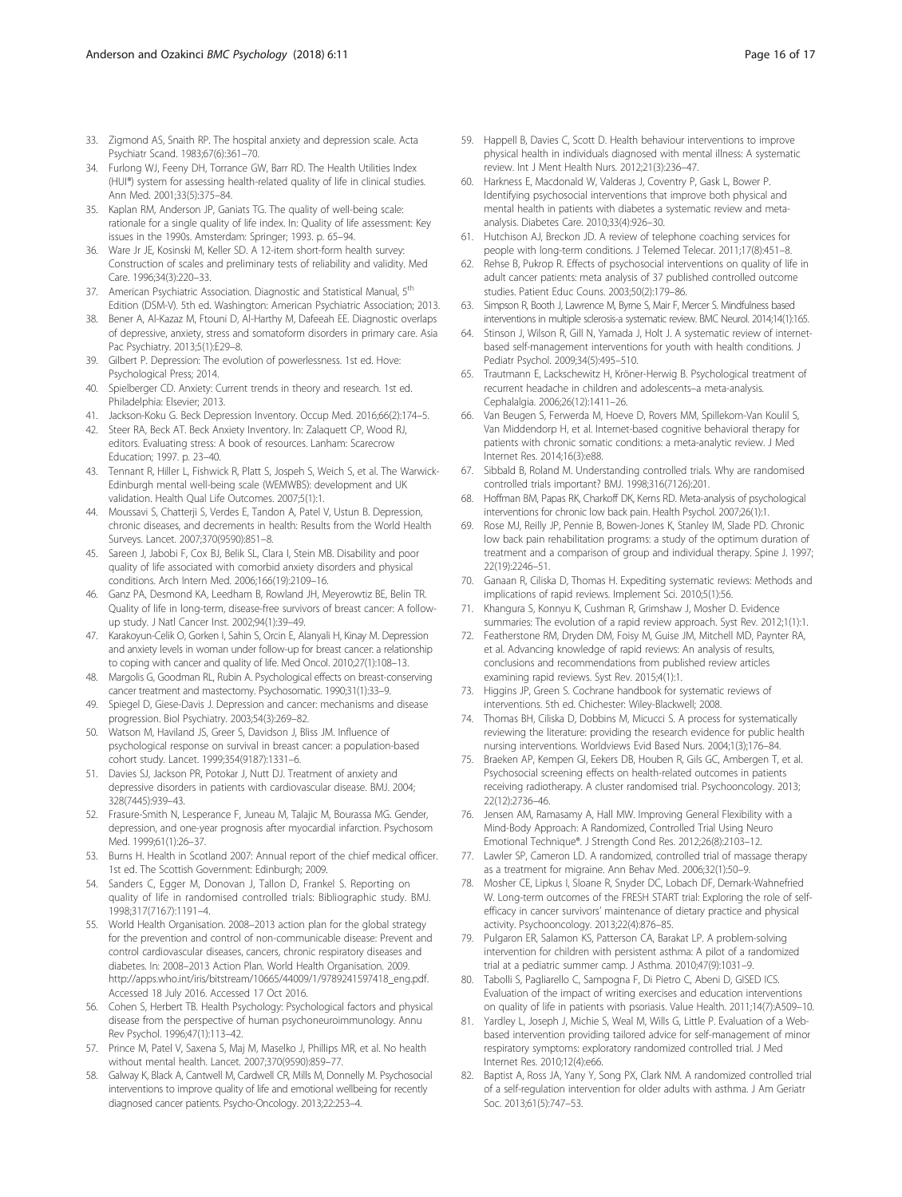33. Zigmond AS, Snaith RP. The hospital anxiety and depression scale. Acta Psychiatr Scand. 1983;67(6):361–70.
34. Furlong WJ, Feeny DH, Torrance GW, Barr RD. The Health Utilities Index (HUI®) system for assessing health-related quality of life in clinical studies. Ann Med. 2001;33(5):375–84.
35. Kaplan RM, Anderson JP, Ganiats TG. The quality of well-being scale: rationale for a single quality of life index. In: Quality of life assessment: Key issues in the 1990s. Amsterdam: Springer; 1993. p. 65–94.
36. Ware Jr JE, Kosinski M, Keller SD. A 12-item short-form health survey: Construction of scales and preliminary tests of reliability and validity. Med Care. 1996;34(3):220–33.
37. American Psychiatric Association. Diagnostic and Statistical Manual, 5th Edition (DSM-V). 5th ed. Washington: American Psychiatric Association; 2013.
38. Bener A, Al-Kazaz M, Ftouni D, Al-Harthy M, Dafeeah EE. Diagnostic overlaps of depressive, anxiety, stress and somatoform disorders in primary care. Asia Pac Psychiatry. 2013;5(1):E29–8.
39. Gilbert P. Depression: The evolution of powerlessness. 1st ed. Hove: Psychological Press; 2014.
40. Spielberger CD. Anxiety: Current trends in theory and research. 1st ed. Philadelphia: Elsevier; 2013.
41. Jackson-Koku G. Beck Depression Inventory. Occup Med. 2016;66(2):174–5.
42. Steer RA, Beck AT. Beck Anxiety Inventory. In: Zalaquett CP, Wood RJ, editors. Evaluating stress: A book of resources. Lanham: Scarecrow Education; 1997. p. 23–40.
43. Tennant R, Hiller L, Fishwick R, Platt S, Jospeh S, Weich S, et al. The Warwick-Edinburgh mental well-being scale (WEMWBS): development and UK validation. Health Qual Life Outcomes. 2007;5(1):1.
44. Moussavi S, Chatterji S, Verdes E, Tandon A, Patel V, Ustun B. Depression, chronic diseases, and decrements in health: Results from the World Health Surveys. Lancet. 2007;370(9590):851–8.
45. Sareen J, Jabobi F, Cox BJ, Belik SL, Clara I, Stein MB. Disability and poor quality of life associated with comorbid anxiety disorders and physical conditions. Arch Intern Med. 2006;166(19):2109–16.
46. Ganz PA, Desmond KA, Leedham B, Rowland JH, Meyerowtiz BE, Belin TR. Quality of life in long-term, disease-free survivors of breast cancer: A follow-up study. J Natl Cancer Inst. 2002;94(1):39–49.
47. Karakoyun-Celik O, Gorken I, Sahin S, Orcin E, Alanyali H, Kinay M. Depression and anxiety levels in woman under follow-up for breast cancer: a relationship to coping with cancer and quality of life. Med Oncol. 2010;27(1):108–13.
48. Margolis G, Goodman RL, Rubin A. Psychological effects on breast-conserving cancer treatment and mastectomy. Psychosomatic. 1990;31(1):33–9.
49. Spiegel D, Giese-Davis J. Depression and cancer: mechanisms and disease progression. Biol Psychiatry. 2003;54(3):269–82.
50. Watson M, Haviland JS, Greer S, Davidson J, Bliss JM. Influence of psychological response on survival in breast cancer: a population-based cohort study. Lancet. 1999;354(9187):1331–6.
51. Davies SJ, Jackson PR, Potokar J, Nutt DJ. Treatment of anxiety and depressive disorders in patients with cardiovascular disease. BMJ. 2004; 328(7445):939–43.
52. Frasure-Smith N, Lesperance F, Juneau M, Talajic M, Bourassa MG. Gender, depression, and one-year prognosis after myocardial infarction. Psychosom Med. 1999;61(1):26–37.
53. Burns H. Health in Scotland 2007: Annual report of the chief medical officer. 1st ed. The Scottish Government: Edinburgh; 2009.
54. Sanders C, Egger M, Donovan J, Tallon D, Frankel S. Reporting on quality of life in randomised controlled trials: Bibliographic study. BMJ. 1998;317(7167):1191–4.
55. World Health Organisation. 2008–2013 action plan for the global strategy for the prevention and control of non-communicable disease: Prevent and control cardiovascular diseases, cancers, chronic respiratory diseases and diabetes. In: 2008–2013 Action Plan. World Health Organisation. 2009. http://apps.who.int/iris/bitstream/10665/44009/1/9789241597418_eng.pdf. Accessed 18 July 2016. Accessed 17 Oct 2016.
56. Cohen S, Herbert TB. Health Psychology: Psychological factors and physical disease from the perspective of human psychoneuroimmunology. Annu Rev Psychol. 1996;47(1):113–42.
57. Prince M, Patel V, Saxena S, Maj M, Maselko J, Phillips MR, et al. No health without mental health. Lancet. 2007;370(9590):859–77.
58. Galway K, Black A, Cantwell M, Cardwell CR, Mills M, Donnelly M. Psychosocial interventions to improve quality of life and emotional wellbeing for recently diagnosed cancer patients. Psycho-Oncology. 2013;22:253–4.
59. Happell B, Davies C, Scott D. Health behaviour interventions to improve physical health in individuals diagnosed with mental illness: A systematic review. Int J Ment Health Nurs. 2012;21(3):236–47.
60. Harkness E, Macdonald W, Valderas J, Coventry P, Gask L, Bower P. Identifying psychosocial interventions that improve both physical and mental health in patients with diabetes a systematic review and meta-analysis. Diabetes Care. 2010;33(4):926–30.
61. Hutchison AJ, Breckon JD. A review of telephone coaching services for people with long-term conditions. J Telemed Telecar. 2011;17(8):451–8.
62. Rehse B, Pukrop R. Effects of psychosocial interventions on quality of life in adult cancer patients: meta analysis of 37 published controlled outcome studies. Patient Educ Couns. 2003;50(2):179–86.
63. Simpson R, Booth J, Lawrence M, Byrne S, Mair F, Mercer S. Mindfulness based interventions in multiple sclerosis-a systematic review. BMC Neurol. 2014;14(1):165.
64. Stinson J, Wilson R, Gill N, Yamada J, Holt J. A systematic review of internet-based self-management interventions for youth with health conditions. J Pediatr Psychol. 2009;34(5):495–510.
65. Trautmann E, Lackschewitz H, Kröner-Herwig B. Psychological treatment of recurrent headache in children and adolescents–a meta-analysis. Cephalalgia. 2006;26(12):1411–26.
66. Van Beugen S, Ferwerda M, Hoeve D, Rovers MM, Spillekom-Van Koulil S, Van Middendorp H, et al. Internet-based cognitive behavioral therapy for patients with chronic somatic conditions: a meta-analytic review. J Med Internet Res. 2014;16(3):e88.
67. Sibbald B, Roland M. Understanding controlled trials. Why are randomised controlled trials important? BMJ. 1998;316(7126):201.
68. Hoffman BM, Papas RK, Charkoff DK, Kerns RD. Meta-analysis of psychological interventions for chronic low back pain. Health Psychol. 2007;26(1):1.
69. Rose MJ, Reilly JP, Pennie B, Bowen-Jones K, Stanley IM, Slade PD. Chronic low back pain rehabilitation programs: a study of the optimum duration of treatment and a comparison of group and individual therapy. Spine J. 1997; 22(19):2246–51.
70. Ganaan R, Ciliska D, Thomas H. Expediting systematic reviews: Methods and implications of rapid reviews. Implement Sci. 2010;5(1):56.
71. Khangura S, Konnyu K, Cushman R, Grimshaw J, Mosher D. Evidence summaries: The evolution of a rapid review approach. Syst Rev. 2012;1(1):1.
72. Featherstone RM, Dryden DM, Foisy M, Guise JM, Mitchell MD, Paynter RA, et al. Advancing knowledge of rapid reviews: An analysis of results, conclusions and recommendations from published review articles examining rapid reviews. Syst Rev. 2015;4(1):1.
73. Higgins JP, Green S. Cochrane handbook for systematic reviews of interventions. 5th ed. Chichester: Wiley-Blackwell; 2008.
74. Thomas BH, Ciliska D, Dobbins M, Micucci S. A process for systematically reviewing the literature: providing the research evidence for public health nursing interventions. Worldviews Evid Based Nurs. 2004;1(3):176–84.
75. Braeken AP, Kempen GI, Eekers DB, Houben R, Gils GC, Ambergen T, et al. Psychosocial screening effects on health-related outcomes in patients receiving radiotherapy. A cluster randomised trial. Psychooncology. 2013; 22(12):2736–46.
76. Jensen AM, Ramasamy A, Hall MW. Improving General Flexibility with a Mind-Body Approach: A Randomized, Controlled Trial Using Neuro Emotional Technique®. J Strength Cond Res. 2012;26(8):2103–12.
77. Lawler SP, Cameron LD. A randomized, controlled trial of massage therapy as a treatment for migraine. Ann Behav Med. 2006;32(1):50–9.
78. Mosher CE, Lipkus I, Sloane R, Snyder DC, Lobach DF, Demark-Wahnefried W. Long-term outcomes of the FRESH START trial: Exploring the role of self-efficacy in cancer survivors' maintenance of dietary practice and physical activity. Psychooncology. 2013;22(4):876–85.
79. Pulgaron ER, Salamon KS, Patterson CA, Barakat LP. A problem-solving intervention for children with persistent asthma: A pilot of a randomized trial at a pediatric summer camp. J Asthma. 2010;47(9):1031–9.
80. Tabolli S, Pagliarello C, Sampogna F, Di Pietro C, Abeni D, GISED ICS. Evaluation of the impact of writing exercises and education interventions on quality of life in patients with psoriasis. Value Health. 2011;14(7):A509–10.
81. Yardley L, Joseph J, Michie S, Weal M, Wills G, Little P. Evaluation of a Web-based intervention providing tailored advice for self-management of minor respiratory symptoms: exploratory randomized controlled trial. J Med Internet Res. 2010;12(4):e66.
82. Baptist A, Ross JA, Yany Y, Song PX, Clark NM. A randomized controlled trial of a self-regulation intervention for older adults with asthma. J Am Geriatr Soc. 2013;61(5):747–53.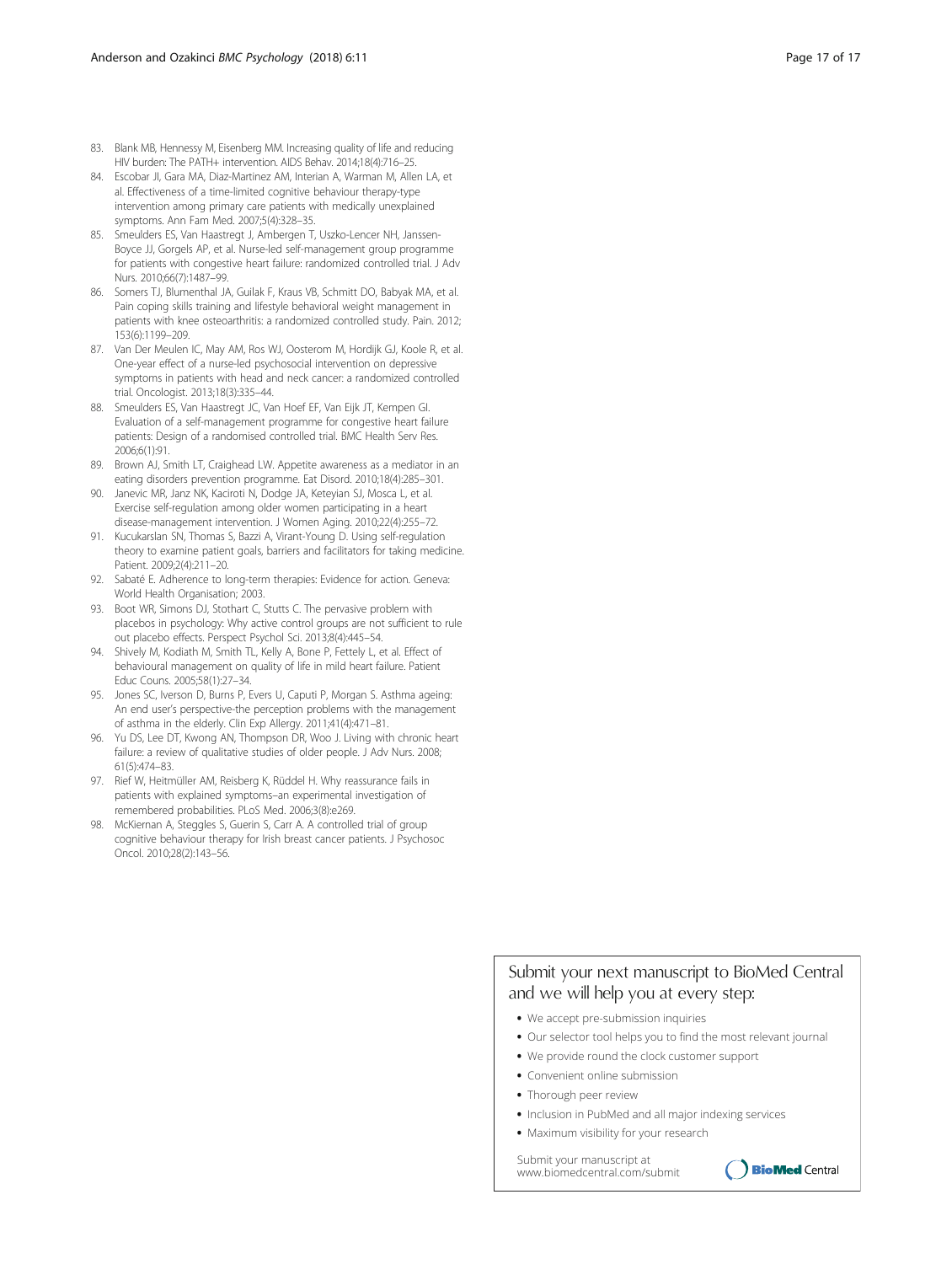83. Blank MB, Hennessy M, Eisenberg MM. Increasing quality of life and reducing HIV burden: The PATH+ intervention. AIDS Behav. 2014;18(4):716–25.
84. Escobar JI, Gara MA, Diaz-Martinez AM, Interian A, Warman M, Allen LA, et al. Effectiveness of a time-limited cognitive behaviour therapy-type intervention among primary care patients with medically unexplained symptoms. Ann Fam Med. 2007;5(4):328–35.
85. Smeulders ES, Van Haastregt J, Ambergen T, Uszko-Lencer NH, Janssen-Boyce JJ, Gorgels AP, et al. Nurse-led self-management group programme for patients with congestive heart failure: randomized controlled trial. J Adv Nurs. 2010;66(7):1487–99.
86. Somers TJ, Blumenthal JA, Guilak F, Kraus VB, Schmitt DO, Babyak MA, et al. Pain coping skills training and lifestyle behavioral weight management in patients with knee osteoarthritis: a randomized controlled study. Pain. 2012; 153(6):1199–209.
87. Van Der Meulen IC, May AM, Ros WJ, Oosterom M, Hordijk GJ, Koole R, et al. One-year effect of a nurse-led psychosocial intervention on depressive symptoms in patients with head and neck cancer: a randomized controlled trial. Oncologist. 2013;18(3):335–44.
88. Smeulders ES, Van Haastregt JC, Van Hoef EF, Van Eijk JT, Kempen GI. Evaluation of a self-management programme for congestive heart failure patients: Design of a randomised controlled trial. BMC Health Serv Res. 2006;6(1):91.
89. Brown AJ, Smith LT, Craighead LW. Appetite awareness as a mediator in an eating disorders prevention programme. Eat Disord. 2010;18(4):285–301.
90. Janevic MR, Janz NK, Kaciroti N, Dodge JA, Keteyian SJ, Mosca L, et al. Exercise self-regulation among older women participating in a heart disease-management intervention. J Women Aging. 2010;22(4):255–72.
91. Kucukarslan SN, Thomas S, Bazzi A, Virant-Young D. Using self-regulation theory to examine patient goals, barriers and facilitators for taking medicine. Patient. 2009;2(4):211–20.
92. Sabaté E. Adherence to long-term therapies: Evidence for action. Geneva: World Health Organisation; 2003.
93. Boot WR, Simons DJ, Stothart C, Stutts C. The pervasive problem with placebos in psychology: Why active control groups are not sufficient to rule out placebo effects. Perspect Psychol Sci. 2013;8(4):445–54.
94. Shively M, Kodiath M, Smith TL, Kelly A, Bone P, Fettely L, et al. Effect of behavioural management on quality of life in mild heart failure. Patient Educ Couns. 2005;58(1):27–34.
95. Jones SC, Iverson D, Burns P, Evers U, Caputi P, Morgan S. Asthma ageing: An end user's perspective-the perception problems with the management of asthma in the elderly. Clin Exp Allergy. 2011;41(4):471–81.
96. Yu DS, Lee DT, Kwong AN, Thompson DR, Woo J. Living with chronic heart failure: a review of qualitative studies of older people. J Adv Nurs. 2008; 61(5):474–83.
97. Rief W, Heitmüller AM, Reisberg K, Rüddel H. Why reassurance fails in patients with explained symptoms–an experimental investigation of remembered probabilities. PLoS Med. 2006;3(8):e269.
98. McKiernan A, Steggles S, Guerin S, Carr A. A controlled trial of group cognitive behaviour therapy for Irish breast cancer patients. J Psychosoc Oncol. 2010;28(2):143–56.

Submit your next manuscript to BioMed Central and we will help you at every step:

- We accept pre-submission inquiries
- Our selector tool helps you to find the most relevant journal
- We provide round the clock customer support
- Convenient online submission
- Thorough peer review
- Inclusion in PubMed and all major indexing services
- Maximum visibility for your research

Submit your manuscript at
www.biomedcentral.com/submit

BioMed Central